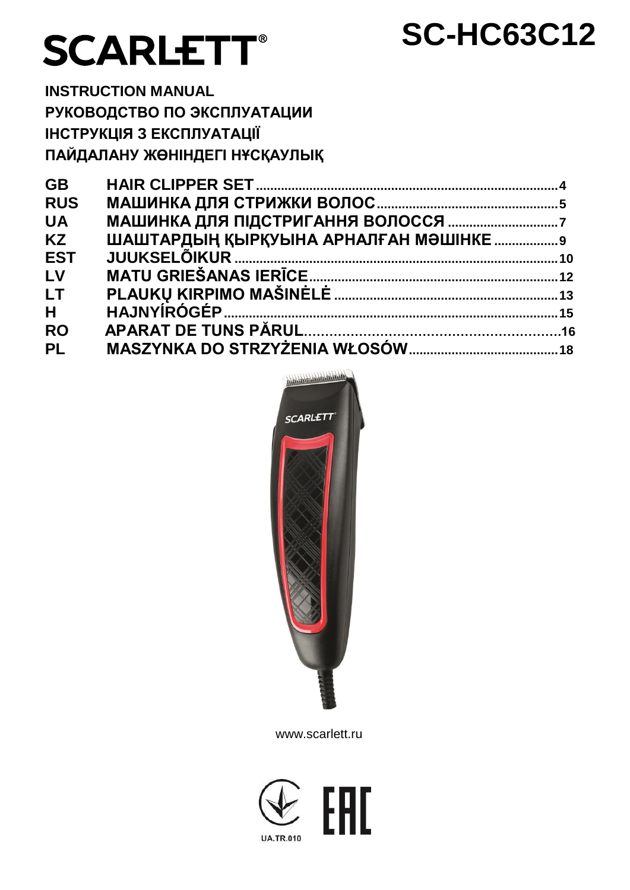# SCARLETT®

# SC-HC63C12

**INSTRUCTION MANUAL**
**РУКОВОДСТВО ПО ЭКСПЛУАТАЦИИ**
**ІНСТРУКЦІЯ З ЕКСПЛУАТАЦІЇ**
**ПАЙДАЛАНУ ЖӨНІНДЕГІ НҰСҚАУЛЫҚ**

| | | |
|---|---|---|
| **GB** | **HAIR CLIPPER SET** | 4 |
| **RUS** | **МАШИНКА ДЛЯ СТРИЖКИ ВОЛОС** | 5 |
| **UA** | **МАШИНКА ДЛЯ ПІДСТРИГАННЯ ВОЛОССЯ** | 7 |
| **KZ** | **ШАШТАРДЫҢ ҚЫРҚУЫНА АРНАЛҒАН МӘШІНКЕ** | 9 |
| **EST** | **JUUKSELÕIKUR** | 10 |
| **LV** | **MATU GRIEŠANAS IERĪCE** | 12 |
| **LT** | **PLAUKŲ KIRPIMO MAŠINĖLĖ** | 13 |
| **H** | **HAJNYÍRÓGÉP** | 15 |
| **RO** | **APARAT DE TUNS PĂRUL** | 16 |
| **PL** | **MASZYNKA DO STRZYŻENIA WŁOSÓW** | 18 |

www.scarlett.ru

UA.TR.010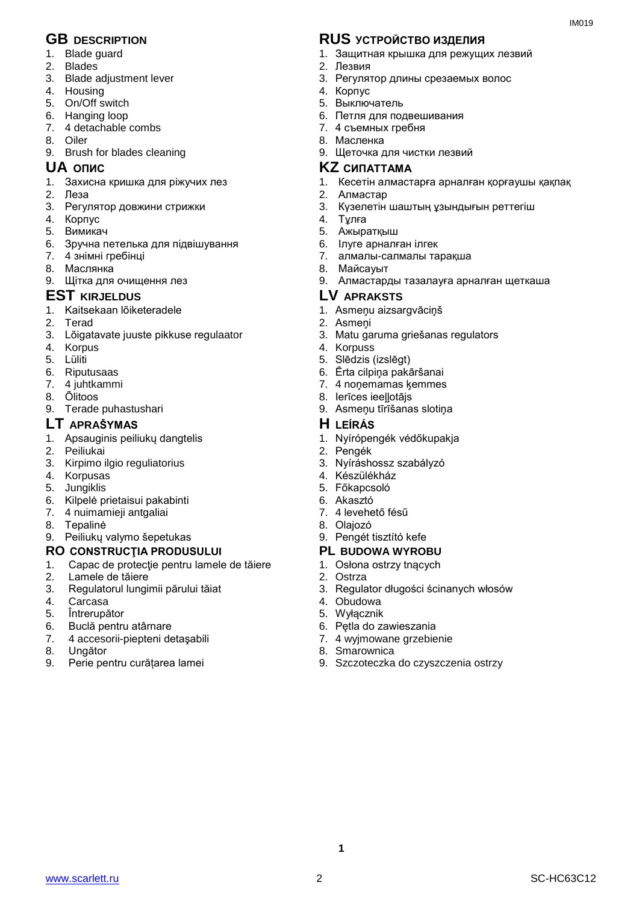## GB DESCRIPTION

1. Blade guard
2. Blades
3. Blade adjustment lever
4. Housing
5. On/Off switch
6. Hanging loop
7. 4 detachable combs
8. Oiler
9. Brush for blades cleaning

## UA ОПИС

1. Захисна кришка для ріжучих лез
2. Леза
3. Регулятор довжини стрижки
4. Корпус
5. Вимикач
6. Зручна петелька для підвішування
7. 4 знімні гребінці
8. Маслянка
9. Щітка для очищення лез

## EST KIRJELDUS

1. Kaitsekaan lõiketeradele
2. Terad
3. Lõigatavate juuste pikkuse regulaator
4. Korpus
5. Lüliti
6. Riputusaas
7. 4 juhtkammi
8. Õlitoos
9. Terade puhastushari

## LT APRAŠYMAS

1. Apsauginis peiliukų dangtelis
2. Peiliukai
3. Kirpimo ilgio reguliatorius
4. Korpusas
5. Jungiklis
6. Kilpelė prietaisui pakabinti
7. 4 nuimamieji antgaliai
8. Tepalinė
9. Peiliukų valymo šepetukas

## RO CONSTRUCŢIA PRODUSULUI

1. Capac de protecţie pentru lamele de tăiere
2. Lamele de tăiere
3. Regulatorul lungimii părului tăiat
4. Carcasa
5. Întrerupător
6. Buclă pentru atârnare
7. 4 accesorii-piepteni detaşabili
8. Ungător
9. Perie pentru curățarea lamei

## RUS УСТРОЙСТВО ИЗДЕЛИЯ

1. Защитная крышка для режущих лезвий
2. Лезвия
3. Регулятор длины срезаемых волос
4. Корпус
5. Выключатель
6. Петля для подвешивания
7. 4 съемных гребня
8. Масленка
9. Щеточка для чистки лезвий

## KZ СИПАТТАМА

1. Кесетін алмастарға арналған қорғаушы қақпақ
2. Алмастар
3. Күзелетін шаштың ұзындығын реттегіш
4. Тұлға
5. Ажыратқыш
6. Ілуге арналған ілгек
7. алмалы-салмалы тарақша
8. Майсауыт
9. Алмастарды тазалауға арналған щеткаша

## LV APRAKSTS

1. Asmeņu aizsargvāciņš
2. Asmeņi
3. Matu garuma griešanas regulators
4. Korpuss
5. Slēdzis (izslēgt)
6. Ērta cilpiņa pakāršanai
7. 4 noņemamas ķemmes
8. Ierīces ieeļļotājs
9. Asmeņu tīrīšanas slotiņa

## H LEÍRÁS

1. Nyírópengék védőkupakja
2. Pengék
3. Nyíráshossz szabályzó
4. Készülékház
5. Főkapcsoló
6. Akasztó
7. 4 levehető fésű
8. Olajozó
9. Pengét tisztító kefe

## PL BUDOWA WYROBU

1. Osłona ostrzy tnących
2. Ostrza
3. Regulator długości ścinanych włosów
4. Obudowa
5. Wyłącznik
6. Pętla do zawieszania
7. 4 wyjmowane grzebienie
8. Smarownica
9. Szczoteczka do czyszczenia ostrzy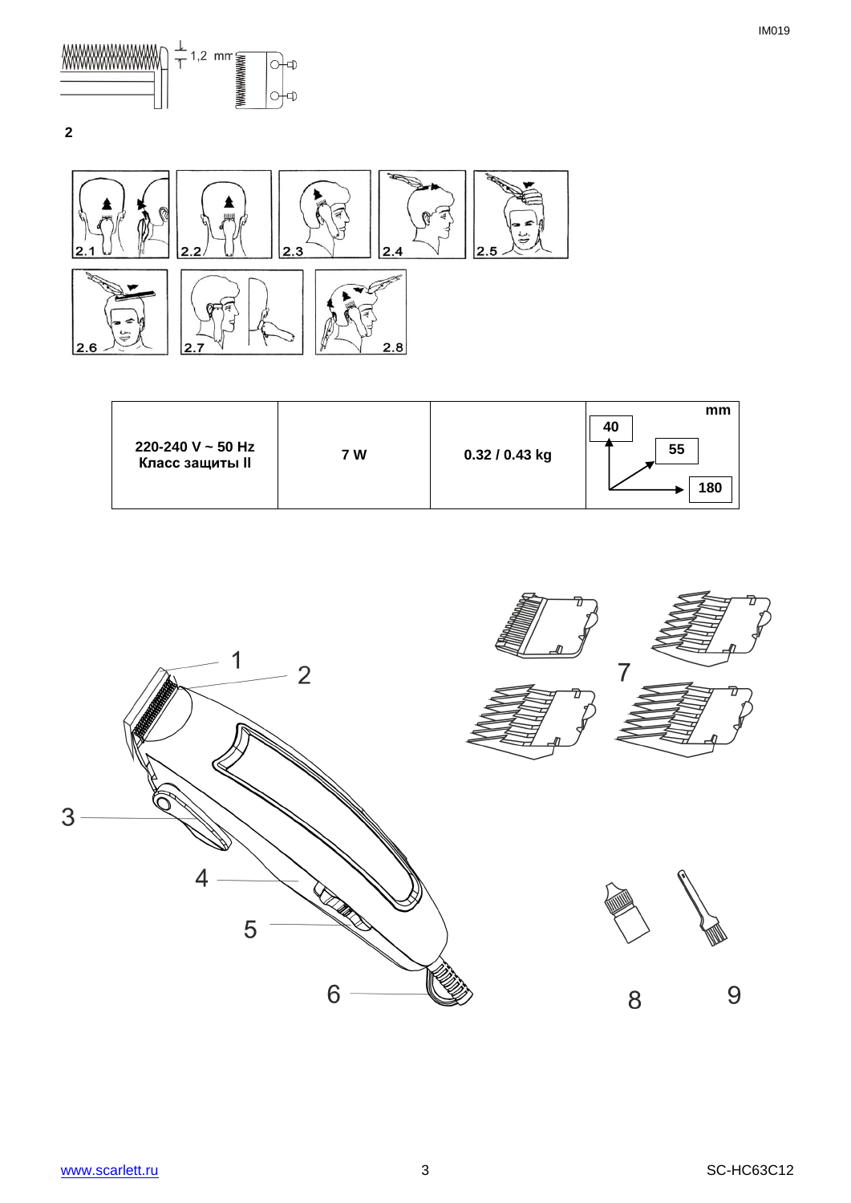1,2 mm

2

2.1 2.2 2.3 2.4 2.5

2.6 2.7 2.8

| 220-240 V ~ 50 Hz<br>Класс защиты II | 7 W | 0.32 / 0.43 kg | mm<br>40<br>55<br>180 |
|---|---|---|---|

1 2 3 4 5 6 7 8 9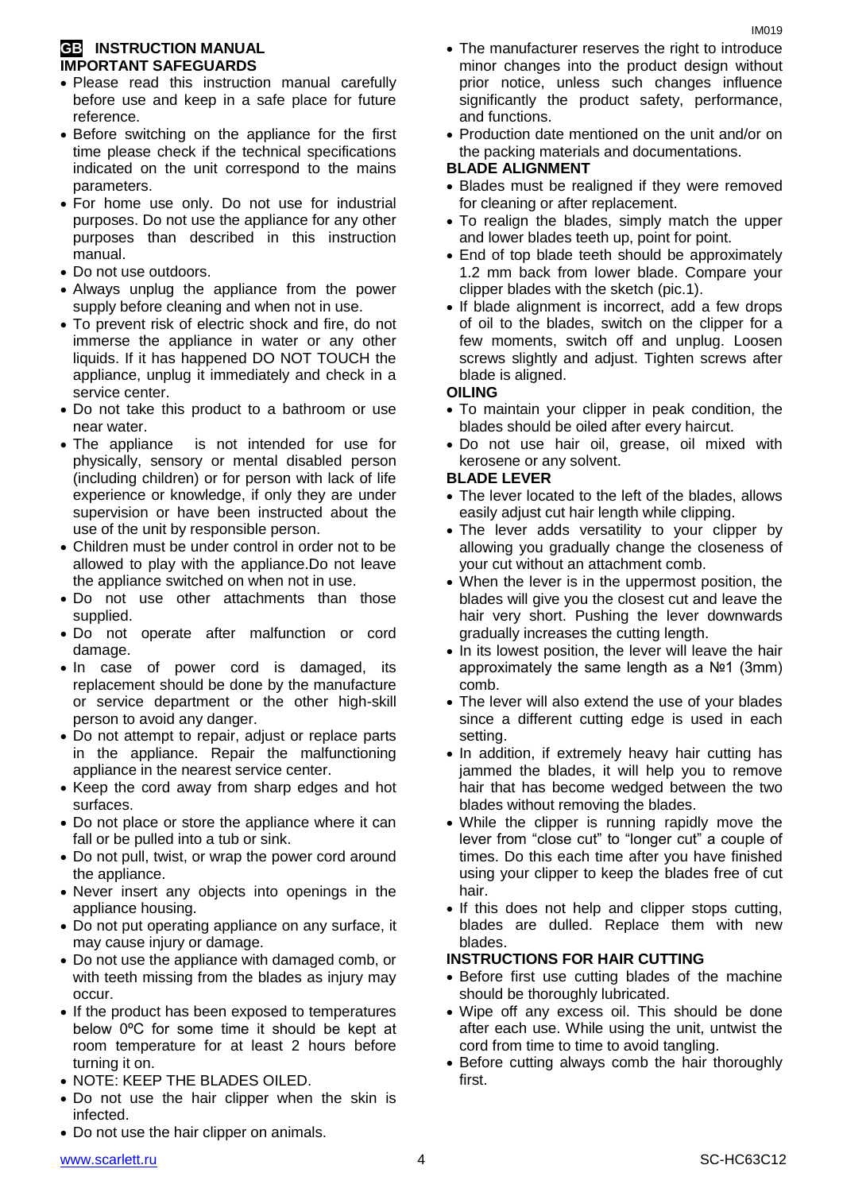## GB INSTRUCTION MANUAL

### IMPORTANT SAFEGUARDS

- Please read this instruction manual carefully before use and keep in a safe place for future reference.
- Before switching on the appliance for the first time please check if the technical specifications indicated on the unit correspond to the mains parameters.
- For home use only. Do not use for industrial purposes. Do not use the appliance for any other purposes than described in this instruction manual.
- Do not use outdoors.
- Always unplug the appliance from the power supply before cleaning and when not in use.
- To prevent risk of electric shock and fire, do not immerse the appliance in water or any other liquids. If it has happened DO NOT TOUCH the appliance, unplug it immediately and check in a service center.
- Do not take this product to a bathroom or use near water.
- The appliance is not intended for use for physically, sensory or mental disabled person (including children) or for person with lack of life experience or knowledge, if only they are under supervision or have been instructed about the use of the unit by responsible person.
- Children must be under control in order not to be allowed to play with the appliance.Do not leave the appliance switched on when not in use.
- Do not use other attachments than those supplied.
- Do not operate after malfunction or cord damage.
- In case of power cord is damaged, its replacement should be done by the manufacture or service department or the other high-skill person to avoid any danger.
- Do not attempt to repair, adjust or replace parts in the appliance. Repair the malfunctioning appliance in the nearest service center.
- Keep the cord away from sharp edges and hot surfaces.
- Do not place or store the appliance where it can fall or be pulled into a tub or sink.
- Do not pull, twist, or wrap the power cord around the appliance.
- Never insert any objects into openings in the appliance housing.
- Do not put operating appliance on any surface, it may cause injury or damage.
- Do not use the appliance with damaged comb, or with teeth missing from the blades as injury may occur.
- If the product has been exposed to temperatures below 0ºC for some time it should be kept at room temperature for at least 2 hours before turning it on.
- NOTE: KEEP THE BLADES OILED.
- Do not use the hair clipper when the skin is infected.
- Do not use the hair clipper on animals.
- The manufacturer reserves the right to introduce minor changes into the product design without prior notice, unless such changes influence significantly the product safety, performance, and functions.
- Production date mentioned on the unit and/or on the packing materials and documentations.

### BLADE ALIGNMENT

- Blades must be realigned if they were removed for cleaning or after replacement.
- To realign the blades, simply match the upper and lower blades teeth up, point for point.
- End of top blade teeth should be approximately 1.2 mm back from lower blade. Compare your clipper blades with the sketch (pic.1).
- If blade alignment is incorrect, add a few drops of oil to the blades, switch on the clipper for a few moments, switch off and unplug. Loosen screws slightly and adjust. Tighten screws after blade is aligned.

### OILING

- To maintain your clipper in peak condition, the blades should be oiled after every haircut.
- Do not use hair oil, grease, oil mixed with kerosene or any solvent.

### BLADE LEVER

- The lever located to the left of the blades, allows easily adjust cut hair length while clipping.
- The lever adds versatility to your clipper by allowing you gradually change the closeness of your cut without an attachment comb.
- When the lever is in the uppermost position, the blades will give you the closest cut and leave the hair very short. Pushing the lever downwards gradually increases the cutting length.
- In its lowest position, the lever will leave the hair approximately the same length as a №1 (3mm) comb.
- The lever will also extend the use of your blades since a different cutting edge is used in each setting.
- In addition, if extremely heavy hair cutting has jammed the blades, it will help you to remove hair that has become wedged between the two blades without removing the blades.
- While the clipper is running rapidly move the lever from "close cut" to "longer cut" a couple of times. Do this each time after you have finished using your clipper to keep the blades free of cut hair.
- If this does not help and clipper stops cutting, blades are dulled. Replace them with new blades.

### INSTRUCTIONS FOR HAIR CUTTING

- Before first use cutting blades of the machine should be thoroughly lubricated.
- Wipe off any excess oil. This should be done after each use. While using the unit, untwist the cord from time to time to avoid tangling.
- Before cutting always comb the hair thoroughly first.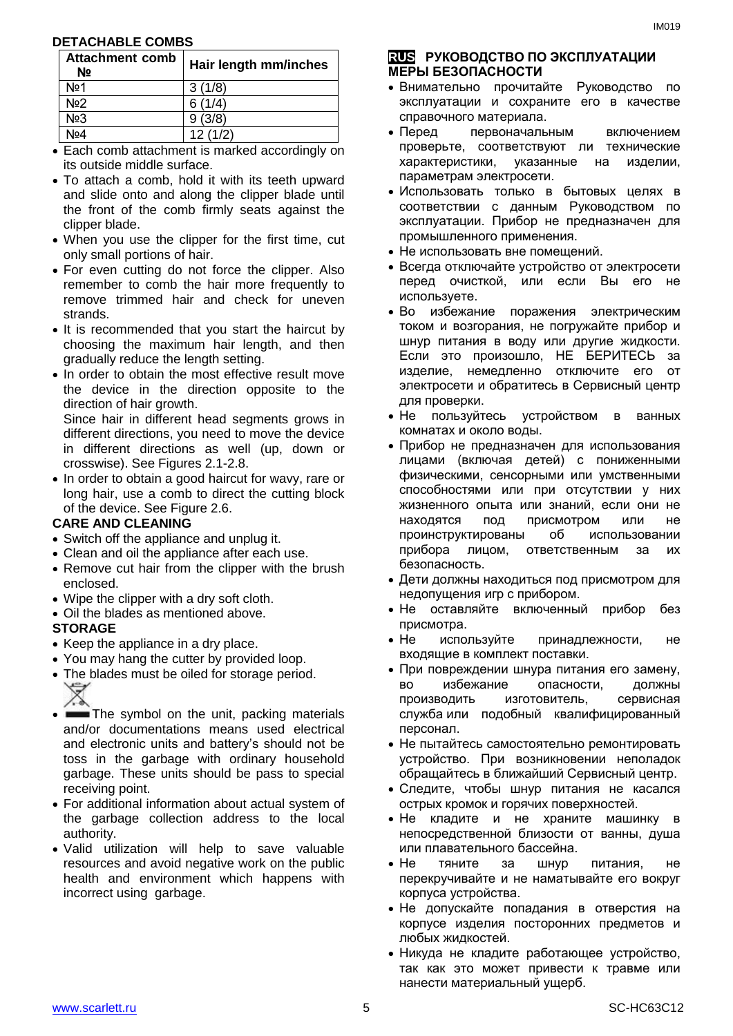### DETACHABLE COMBS

| Attachment comb № | Hair length mm/inches |
|---|---|
| №1 | 3 (1/8) |
| №2 | 6 (1/4) |
| №3 | 9 (3/8) |
| №4 | 12 (1/2) |

- Each comb attachment is marked accordingly on its outside middle surface.
- To attach a comb, hold it with its teeth upward and slide onto and along the clipper blade until the front of the comb firmly seats against the clipper blade.
- When you use the clipper for the first time, cut only small portions of hair.
- For even cutting do not force the clipper. Also remember to comb the hair more frequently to remove trimmed hair and check for uneven strands.
- It is recommended that you start the haircut by choosing the maximum hair length, and then gradually reduce the length setting.
- In order to obtain the most effective result move the device in the direction opposite to the direction of hair growth.
  Since hair in different head segments grows in different directions, you need to move the device in different directions as well (up, down or crosswise). See Figures 2.1-2.8.
- In order to obtain a good haircut for wavy, rare or long hair, use a comb to direct the cutting block of the device. See Figure 2.6.

### CARE AND CLEANING

- Switch off the appliance and unplug it.
- Clean and oil the appliance after each use.
- Remove cut hair from the clipper with the brush enclosed.
- Wipe the clipper with a dry soft cloth.
- Oil the blades as mentioned above.

### STORAGE

- Keep the appliance in a dry place.
- You may hang the cutter by provided loop.
- The blades must be oiled for storage period.
- The symbol on the unit, packing materials and/or documentations means used electrical and electronic units and battery's should not be toss in the garbage with ordinary household garbage. These units should be pass to special receiving point.
- For additional information about actual system of the garbage collection address to the local authority.
- Valid utilization will help to save valuable resources and avoid negative work on the public health and environment which happens with incorrect using garbage.

## RUS РУКОВОДСТВО ПО ЭКСПЛУАТАЦИИ

### МЕРЫ БЕЗОПАСНОСТИ

- Внимательно прочитайте Руководство по эксплуатации и сохраните его в качестве справочного материала.
- Перед первоначальным включением проверьте, соответствуют ли технические характеристики, указанные на изделии, параметрам электросети.
- Использовать только в бытовых целях в соответствии с данным Руководством по эксплуатации. Прибор не предназначен для промышленного применения.
- Не использовать вне помещений.
- Всегда отключайте устройство от электросети перед очисткой, или если Вы его не используете.
- Во избежание поражения электрическим током и возгорания, не погружайте прибор и шнур питания в воду или другие жидкости. Если это произошло, НЕ БЕРИТЕСЬ за изделие, немедленно отключите его от электросети и обратитесь в Сервисный центр для проверки.
- Не пользуйтесь устройством в ванных комнатах и около воды.
- Прибор не предназначен для использования лицами (включая детей) с пониженными физическими, сенсорными или умственными способностями или при отсутствии у них жизненного опыта или знаний, если они не находятся под присмотром или не проинструктированы об использовании прибора лицом, ответственным за их безопасность.
- Дети должны находиться под присмотром для недопущения игр с прибором.
- Не оставляйте включенный прибор без присмотра.
- Не используйте принадлежности, не входящие в комплект поставки.
- При повреждении шнура питания его замену, во избежание опасности, должны производить изготовитель, сервисная служба или подобный квалифицированный персонал.
- Не пытайтесь самостоятельно ремонтировать устройство. При возникновении неполадок обращайтесь в ближайший Сервисный центр.
- Следите, чтобы шнур питания не касался острых кромок и горячих поверхностей.
- Не кладите и не храните машинку в непосредственной близости от ванны, душа или плавательного бассейна.
- Не тяните за шнур питания, не перекручивайте и не наматывайте его вокруг корпуса устройства.
- Не допускайте попадания в отверстия на корпусе изделия посторонних предметов и любых жидкостей.
- Никуда не кладите работающее устройство, так как это может привести к травме или нанести материальный ущерб.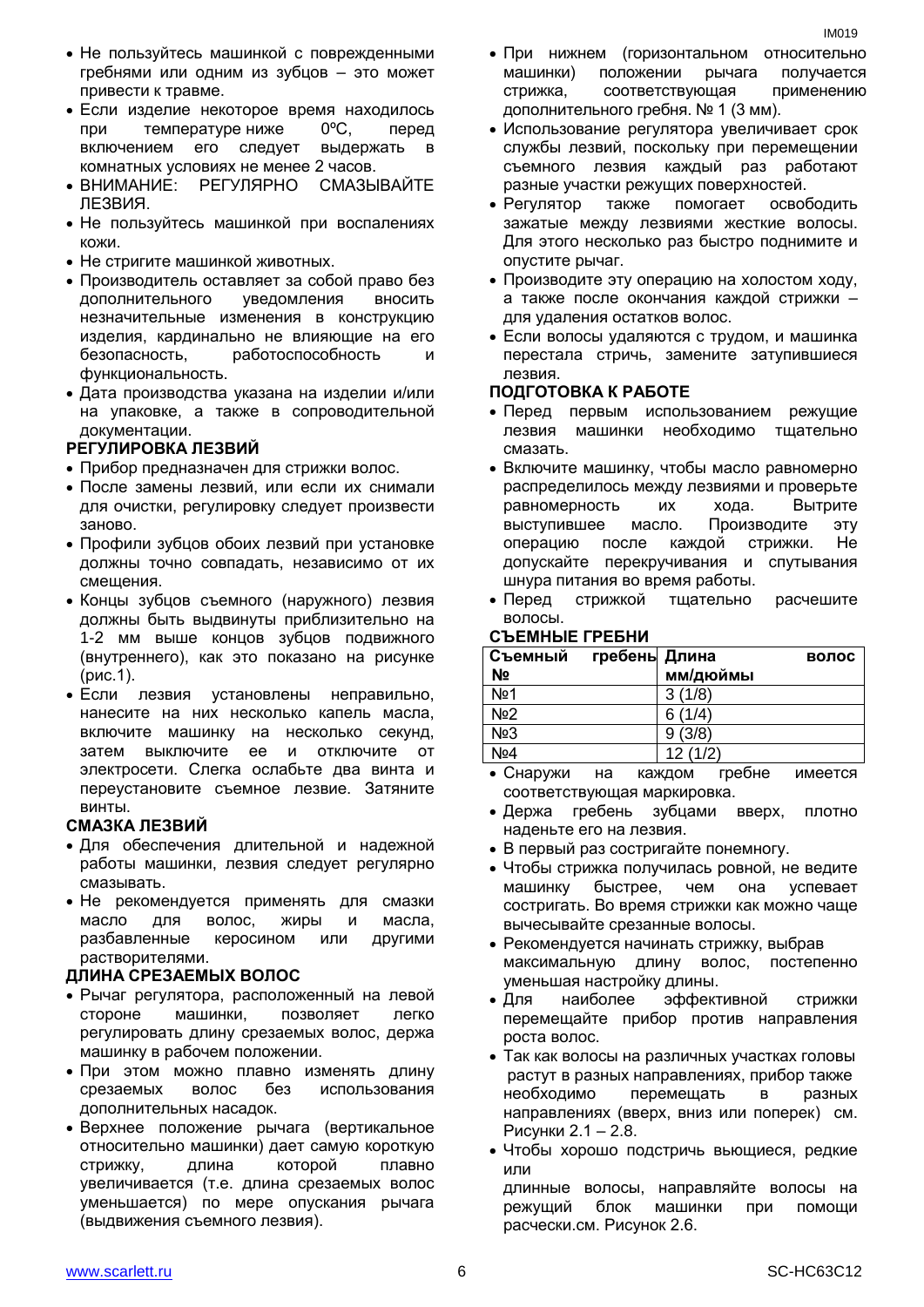- Не пользуйтесь машинкой с поврежденными гребнями или одним из зубцов – это может привести к травме.
- Если изделие некоторое время находилось при температуре ниже 0ºC, перед включением его следует выдержать в комнатных условиях не менее 2 часов.
- ВНИМАНИЕ: РЕГУЛЯРНО СМАЗЫВАЙТЕ ЛЕЗВИЯ.
- Не пользуйтесь машинкой при воспалениях кожи.
- Не стригите машинкой животных.
- Производитель оставляет за собой право без дополнительного уведомления вносить незначительные изменения в конструкцию изделия, кардинально не влияющие на его безопасность, работоспособность и функциональность.
- Дата производства указана на изделии и/или на упаковке, а также в сопроводительной документации.

## РЕГУЛИРОВКА ЛЕЗВИЙ

- Прибор предназначен для стрижки волос.
- После замены лезвий, или если их снимали для очистки, регулировку следует произвести заново.
- Профили зубцов обоих лезвий при установке должны точно совпадать, независимо от их смещения.
- Концы зубцов съемного (наружного) лезвия должны быть выдвинуты приблизительно на 1-2 мм выше концов зубцов подвижного (внутреннего), как это показано на рисунке (рис.1).
- Если лезвия установлены неправильно, нанесите на них несколько капель масла, включите машинку на несколько секунд, затем выключите ее и отключите от электросети. Слегка ослабьте два винта и переустановите съемное лезвие. Затяните винты.

## СМАЗКА ЛЕЗВИЙ

- Для обеспечения длительной и надежной работы машинки, лезвия следует регулярно смазывать.
- Не рекомендуется применять для смазки масло для волос, жиры и масла, разбавленные керосином или другими растворителями.

## ДЛИНА СРЕЗАЕМЫХ ВОЛОС

- Рычаг регулятора, расположенный на левой стороне машинки, позволяет легко регулировать длину срезаемых волос, держа машинку в рабочем положении.
- При этом можно плавно изменять длину срезаемых волос без использования дополнительных насадок.
- Верхнее положение рычага (вертикальное относительно машинки) дает самую короткую стрижку, длина которой плавно увеличивается (т.е. длина срезаемых волос уменьшается) по мере опускания рычага (выдвижения съемного лезвия).
- При нижнем (горизонтальном относительно машинки) положении рычага получается стрижка, соответствующая применению дополнительного гребня. № 1 (3 мм).
- Использование регулятора увеличивает срок службы лезвий, поскольку при перемещении съемного лезвия каждый раз работают разные участки режущих поверхностей.
- Регулятор также помогает освободить зажатые между лезвиями жесткие волосы. Для этого несколько раз быстро поднимите и опустите рычаг.
- Производите эту операцию на холостом ходу, а также после окончания каждой стрижки – для удаления остатков волос.
- Если волосы удаляются с трудом, и машинка перестала стричь, замените затупившиеся лезвия.

## ПОДГОТОВКА К РАБОТЕ

- Перед первым использованием режущие лезвия машинки необходимо тщательно смазать.
- Включите машинку, чтобы масло равномерно распределилось между лезвиями и проверьте равномерность их хода. Вытрите выступившее масло. Производите эту операцию после каждой стрижки. Не допускайте перекручивания и спутывания шнура питания во время работы.
- Перед стрижкой тщательно расчешите волосы.

## СЪЕМНЫЕ ГРЕБНИ

| Съемный гребень № | Длина волос мм/дюймы |
|---|---|
| №1 | 3 (1/8) |
| №2 | 6 (1/4) |
| №3 | 9 (3/8) |
| №4 | 12 (1/2) |

- Снаружи на каждом гребне имеется соответствующая маркировка.
- Держа гребень зубцами вверх, плотно наденьте его на лезвия.
- В первый раз состригайте понемногу.
- Чтобы стрижка получилась ровной, не ведите машинку быстрее, чем она успевает состригать. Во время стрижки как можно чаще вычесывайте срезанные волосы.
- Рекомендуется начинать стрижку, выбрав максимальную длину волос, постепенно уменьшая настройку длины.
- Для наиболее эффективной стрижки перемещайте прибор против направления роста волос.
- Так как волосы на различных участках головы растут в разных направлениях, прибор также необходимо перемещать в разных направлениях (вверх, вниз или поперек) см. Рисунки 2.1 – 2.8.
- Чтобы хорошо подстричь вьющиеся, редкие или длинные волосы, направляйте волосы на режущий блок машинки при помощи расчески.см. Рисунок 2.6.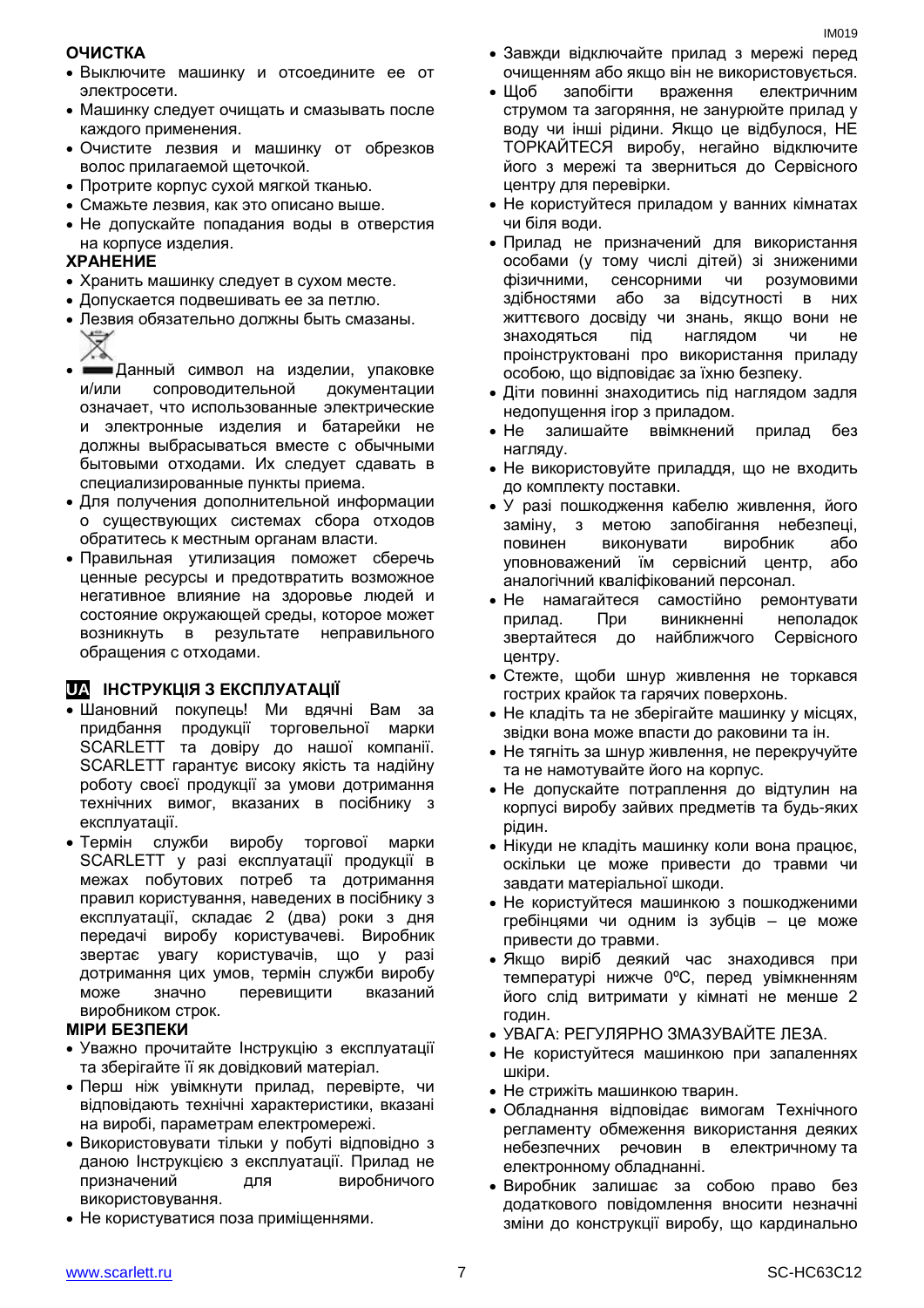**ОЧИСТКА**

- Выключите машинку и отсоедините ее от электросети.
- Машинку следует очищать и смазывать после каждого применения.
- Очистите лезвия и машинку от обрезков волос прилагаемой щеточкой.
- Протрите корпус сухой мягкой тканью.
- Смажьте лезвия, как это описано выше.
- Не допускайте попадания воды в отверстия на корпусе изделия.

**ХРАНЕНИЕ**

- Хранить машинку следует в сухом месте.
- Допускается подвешивать ее за петлю.
- Лезвия обязательно должны быть смазаны.
- Данный символ на изделии, упаковке и/или сопроводительной документации означает, что использованные электрические и электронные изделия и батарейки не должны выбрасываться вместе с обычными бытовыми отходами. Их следует сдавать в специализированные пункты приема.
- Для получения дополнительной информации о существующих системах сбора отходов обратитесь к местным органам власти.
- Правильная утилизация поможет сберечь ценные ресурсы и предотвратить возможное негативное влияние на здоровье людей и состояние окружающей среды, которое может возникнуть в результате неправильного обращения с отходами.

## UA ІНСТРУКЦІЯ З ЕКСПЛУАТАЦІЇ

- Шановний покупець! Ми вдячні Вам за придбання продукції торговельної марки SCARLETT та довіру до нашої компанії. SCARLETT гарантує високу якість та надійну роботу своєї продукції за умови дотримання технічних вимог, вказаних в посібнику з експлуатації.
- Термін служби виробу торгової марки SCARLETT у разі експлуатації продукції в межах побутових потреб та дотримання правил користування, наведених в посібнику з експлуатації, складає 2 (два) роки з дня передачі виробу користувачеві. Виробник звертає увагу користувачів, що у разі дотримання цих умов, термін служби виробу може значно перевищити вказаний виробником строк.

**МІРИ БЕЗПЕКИ**

- Уважно прочитайте Інструкцію з експлуатації та зберігайте її як довідковий матеріал.
- Перш ніж увімкнути прилад, перевірте, чи відповідають технічні характеристики, вказані на виробі, параметрам електромережі.
- Використовувати тільки у побуті відповідно з даною Інструкцією з експлуатації. Прилад не призначений для виробничого використовування.
- Не користуватися поза приміщеннями.
- Завжди відключайте прилад з мережі перед очищенням або якщо він не використовується.
- Щоб запобігти враження електричним струмом та загоряння, не занурюйте прилад у воду чи інші рідини. Якщо це відбулося, НЕ ТОРКАЙТЕСЯ виробу, негайно відключите його з мережі та зверниться до Сервісного центру для перевірки.
- Не користуйтеся приладом у ванних кімнатах чи біля води.
- Прилад не призначений для використання особами (у тому числі дітей) зі зниженими фізичними, сенсорними чи розумовими здібностями або за відсутності в них життєвого досвіду чи знань, якщо вони не знаходяться під наглядом чи не проінструктовані про використання приладу особою, що відповідає за їхню безпеку.
- Діти повинні знаходитись під наглядом задля недопущення ігор з приладом.
- Не залишайте ввімкнений прилад без нагляду.
- Не використовуйте приладдя, що не входить до комплекту поставки.
- У разі пошкодження кабелю живлення, його заміну, з метою запобігання небезпеці, повинен виконувати виробник або уповноважений їм сервісний центр, або аналогічний кваліфікований персонал.
- Не намагайтеся самостійно ремонтувати прилад. При виникненні неполадок звертайтеся до найближчого Сервісного центру.
- Стежте, щоби шнур живлення не торкався гострих крайок та гарячих поверхонь.
- Не кладіть та не зберігайте машинку у місцях, звідки вона може впасти до раковини та ін.
- Не тягніть за шнур живлення, не перекручуйте та не намотуйте його на корпус.
- Не допускайте потраплення до відтулин на корпусі виробу зайвих предметів та будь-яких рідин.
- Нікуди не кладіть машинку коли вона працює, оскільки це може привести до травми чи завдати матеріальної шкоди.
- Не користуйтеся машинкою з пошкодженими гребінцями чи одним із зубців – це може привести до травми.
- Якщо виріб деякий час знаходився при температурі нижче 0ºC, перед увімкненням його слід витримати у кімнаті не менше 2 годин.
- УВАГА: РЕГУЛЯРНО ЗМАЗУВАЙТЕ ЛЕЗА.
- Не користуйтеся машинкою при запаленнях шкіри.
- Не стрижіть машинкою тварин.
- Обладнання відповідає вимогам Технічного регламенту обмеження використання деяких небезпечних речовин в електричному та електронному обладнанні.
- Виробник залишає за собою право без додаткового повідомлення вносити незначні зміни до конструкції виробу, що кардинально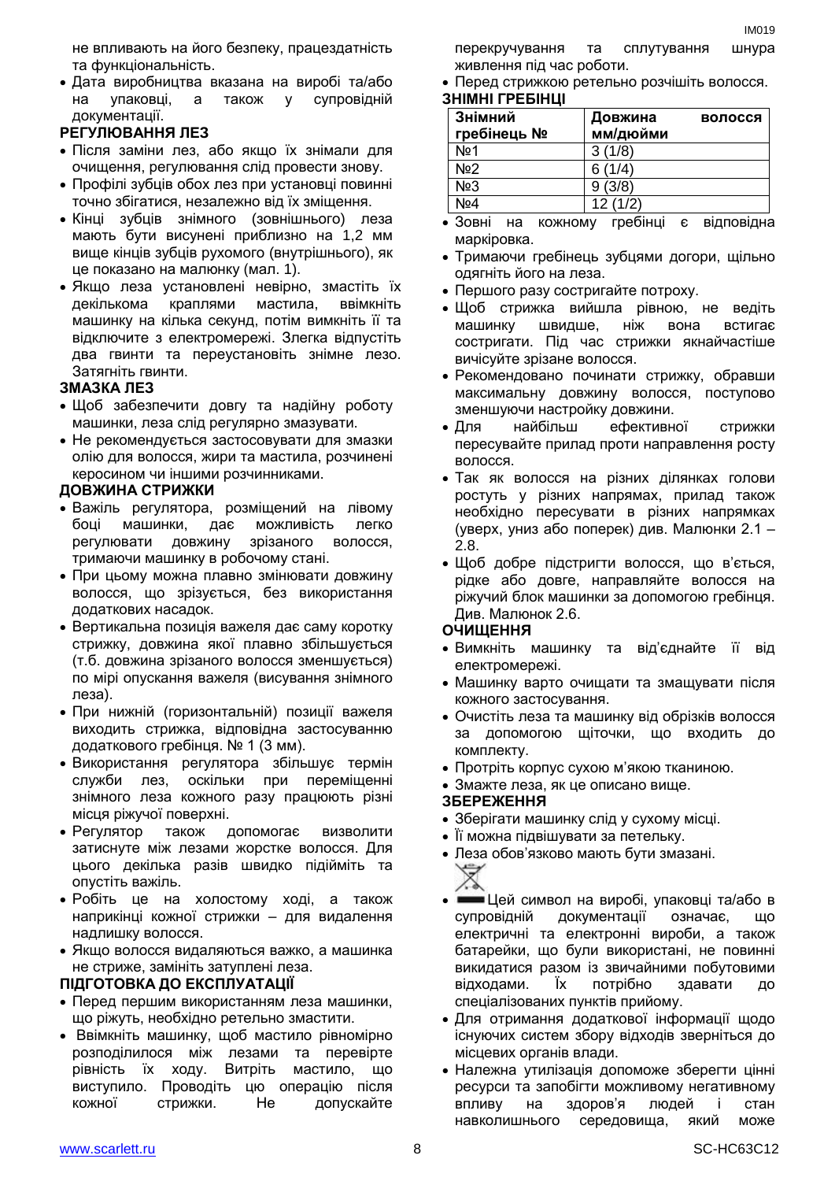не впливають на його безпеку, працездатність та функціональність.

- Дата виробництва вказана на виробі та/або на упаковці, а також у супровідній документації.

### РЕГУЛЮВАННЯ ЛЕЗ

- Після заміни лез, або якщо їх знімали для очищення, регулювання слід провести знову.
- Профілі зубців обох лез при установці повинні точно збігатися, незалежно від їх зміщення.
- Кінці зубців знімного (зовнішнього) леза мають бути висунені приблизно на 1,2 мм вище кінців зубців рухомого (внутрішнього), як це показано на малюнку (мал. 1).
- Якщо леза установлені невірно, змастіть їх декількома краплями мастила, ввімкніть машинку на кілька секунд, потім вимкніть її та відключите з електромережі. Злегка відпустіть два гвинти та переустановіть знімне лезо. Затягніть гвинти.

### ЗМАЗКА ЛЕЗ

- Щоб забезпечити довгу та надійну роботу машинки, леза слід регулярно змазувати.
- Не рекомендується застосовувати для змазки олію для волосся, жири та мастила, розчинені керосином чи іншими розчинниками.

### ДОВЖИНА СТРИЖКИ

- Важіль регулятора, розміщений на лівому боці машинки, дає можливість легко регулювати довжину зрізаного волосся, тримаючи машинку в робочому стані.
- При цьому можна плавно змінювати довжину волосся, що зрізується, без використання додаткових насадок.
- Вертикальна позиція важеля дає саму коротку стрижку, довжина якої плавно збільшується (т.б. довжина зрізаного волосся зменшується) по мірі опускання важеля (висування знімного леза).
- При нижній (горизонтальній) позиції важеля виходить стрижка, відповідна застосуванню додаткового гребінця. № 1 (3 мм).
- Використання регулятора збільшує термін служби лез, оскільки при переміщенні знімного леза кожного разу працюють різні місця ріжучої поверхні.
- Регулятор також допомагає визволити затиснуте між лезами жорстке волосся. Для цього декілька разів швидко підійміть та опустіть важіль.
- Робіть це на холостому ході, а також наприкінці кожної стрижки – для видалення надлишку волосся.
- Якщо волосся видаляються важко, а машинка не стриже, замініть затуплені леза.

### ПІДГОТОВКА ДО ЕКСПЛУАТАЦІЇ

- Перед першим використанням леза машинки, що ріжуть, необхідно ретельно змастити.
- Ввімкніть машинку, щоб мастило рівномірно розподілилося між лезами та перевірте рівність їх ходу. Витріть мастило, що виступило. Проводіть цю операцію після кожної стрижки. Не допускайте перекручування та сплутування шнура живлення під час роботи.
- Перед стрижкою ретельно розчішіть волосся.

### ЗНІМНІ ГРЕБІНЦІ

| Знімний гребінець № | Довжина волосся мм/дюйми |
|---|---|
| №1 | 3 (1/8) |
| №2 | 6 (1/4) |
| №3 | 9 (3/8) |
| №4 | 12 (1/2) |

- Зовні на кожному гребінці є відповідна маркіровка.
- Тримаючи гребінець зубцями догори, щільно одягніть його на леза.
- Першого разу состригайте потроху.
- Щоб стрижка вийшла рівною, не ведіть машинку швидше, ніж вона встигає состригати. Під час стрижки якнайчастіше вичісуйте зрізане волосся.
- Рекомендовано починати стрижку, обравши максимальну довжину волосся, поступово зменшуючи настройку довжини.
- Для найбільш ефективної стрижки пересувайте прилад проти направлення росту волосся.
- Так як волосся на різних ділянках голови ростуть у різних напрямах, прилад також необхідно пересувати в різних напрямках (уверх, униз або поперек) див. Малюнки 2.1 – 2.8.
- Щоб добре підстригти волосся, що в'ється, рідке або довге, направляйте волосся на ріжучий блок машинки за допомогою гребінця. Див. Малюнок 2.6.

### ОЧИЩЕННЯ

- Вимкніть машинку та від'єднайте її від електромережі.
- Машинку варто очищати та змащувати після кожного застосування.
- Очистіть леза та машинку від обрізків волосся за допомогою щіточки, що входить до комплекту.
- Протріть корпус сухою м'якою тканиною.
- Змажте леза, як це описано вище.

### ЗБЕРЕЖЕННЯ

- Зберігати машинку слід у сухому місці.
- Її можна підвішувати за петельку.
- Леза обов'язково мають бути змазані.
- Цей символ на виробі, упаковці та/або в супровідній документації означає, що електричні та електронні вироби, а також батарейки, що були використані, не повинні викидатися разом із звичайними побутовими відходами. Їх потрібно здавати до спеціалізованих пунктів прийому.
- Для отримання додаткової інформації щодо існуючих систем збору відходів зверніться до місцевих органів влади.
- Належна утилізація допоможе зберегти цінні ресурси та запобігти можливому негативному впливу на здоров'я людей і стан навколишнього середовища, який може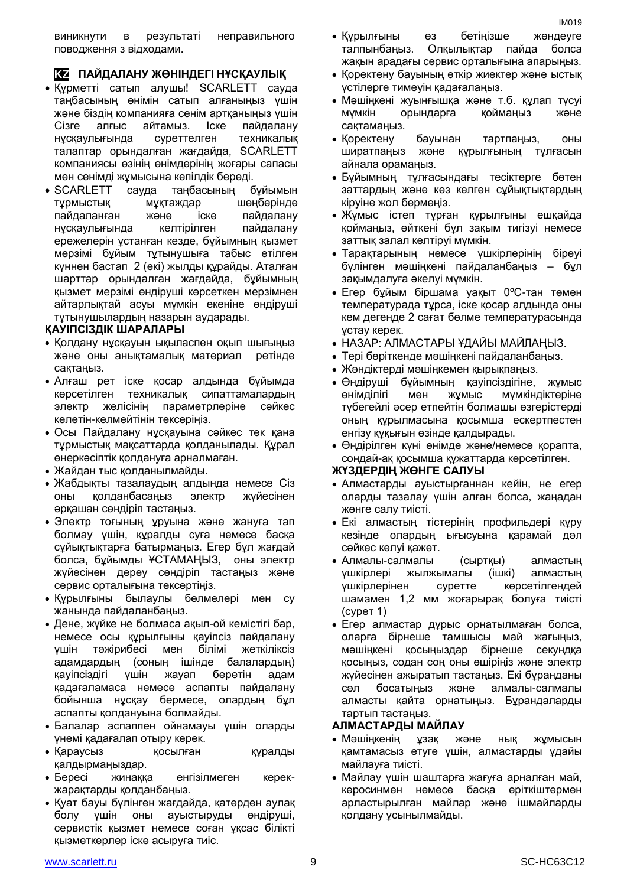виникнути в результаті неправильного поводження з відходами.

## KZ ПАЙДАЛАНУ ЖӨНІНДЕГІ НҰСҚАУЛЫҚ

- Құрметті сатып алушы! SCARLETT сауда таңбасының өнімін сатып алғаныңыз үшін және біздің компанияға сенім артқаныңыз үшін Сізге алғыс айтамыз. Іске пайдалану нұсқаулығында суреттелген техникалық талаптар орындалған жағдайда, SCARLETT компаниясы өзінің өнімдерінің жоғары сапасы мен сенімді жұмысына кепілдік береді.
- SCARLETT сауда таңбасының бұйымын тұрмыстық мұқтаждар шеңберінде пайдаланған және іске пайдалану нұсқаулығында келтірілген пайдалану ережелерін ұстанған кезде, бұйымның қызмет мерзімі бұйым тұтынушыға табыс етілген күннен бастап 2 (екі) жылды құрайды. Аталған шарттар орындалған жағдайда, бұйымның қызмет мерзімі өндіруші көрсеткен мерзімнен айтарлықтай асуы мүмкін екеніне өндіруші тұтынушылардың назарын аударады.

### ҚАУІПСІЗДІК ШАРАЛАРЫ

- Қолдану нұсқауын ықыласпен оқып шығыңыз және оны анықтамалық материал ретінде сақтаңыз.
- Алғаш рет іске қосар алдында бұйымда көрсетілген техникалық сипаттамалардың электр желісінің параметрлеріне сәйкес келетін-келмейтінін тексеріңіз.
- Осы Пайдалану нұсқауына сәйкес тек қана тұрмыстық мақсаттарда қолданылады. Құрал өнеркәсіптік қолдануға арналмаған.
- Жайдан тыс қолданылмайды.
- Жабдықты тазалаудың алдында немесе Сіз оны қолданбасаңыз электр жүйесінен әрқашан сөндіріп тастаңыз.
- Электр тоғының ұруына және жануға тап болмау үшін, құралды суға немесе басқа сұйықтықтарға батырмаңыз. Егер бұл жағдай болса, бұйымды ҰСТАМАҢЫЗ, оны электр жүйесінен дереу сөндіріп тастаңыз және сервис орталығына тексертіңіз.
- Құрылғыны былаулы бөлмелері мен су жанында пайдаланбаңыз.
- Дене, жүйке не болмаса ақыл-ой кемістігі бар, немесе осы құрылғыны қауіпсіз пайдалану үшін тәжірибесі мен білімі жеткіліксіз адамдардың (соның ішінде балалардың) қауіпсіздігі үшін жауап беретін адам қадағаламаса немесе аспапты пайдалану бойынша нұсқау бермесе, олардың бұл аспапты қолдануына болмайды.
- Балалар аспаппен ойнамауы үшін оларды үнемі қадағалап отыру керек.
- Қараусыз қосылған құралды қалдырмаңыздар.
- Бересі жинаққа енгізілмеген керек-жарақтарды қолданбаңыз.
- Қуат бауы бүлінген жағдайда, қатерден аулақ болу үшін оны ауыстыруды өндіруші, сервистік қызмет немесе соған ұқсас білікті қызметкерлер іске асыруға тиіс.
- Құрылғыны өз бетіңізше жөндеуге талпынбаңыз. Олқылықтар пайда болса жақын арадағы сервис орталығына апарыңыз.
- Қоректену бауының өткір жиектер және ыстық үстілерге тимеуін қадағалаңыз.
- Мәшіңкені жуынғышқа және т.б. құлап түсуі мүмкін орындарға қоймаңыз және сақтамаңыз.
- Қоректену бауынан тартпаңыз, оны ширатпаңыз және құрылғының тұлғасын айнала орамаңыз.
- Бұйымның тұлғасындағы тесіктерге бөтен заттардың және кез келген сұйықтықтардың кіруіне жол бермеңіз.
- Жұмыс істеп тұрған құрылғыны ешқайда қоймаңыз, өйткені бұл зақым тигізуі немесе заттық залал келтіруі мүмкін.
- Тарақтарының немесе ұшкірлерінің біреуі бүлінген мәшіңкені пайдаланбаңыз – бұл зақымдалуға әкелуі мүмкін.
- Егер бұйым біршама уақыт 0ºC-тан төмен температурада тұрса, іске қосар алдында оны кем дегенде 2 сағат бөлме температурасында ұстау керек.
- НАЗАР: АЛМАСТАРЫ ҰДАЙЫ МАЙЛАҢЫЗ.
- Тері бөріткенде мәшіңкені пайдаланбаңыз.
- Жәндіктерді мәшіңкемен қырықпаңыз.
- Өндіруші бұйымның қауіпсіздігіне, жұмыс өнімділігі мен жұмыс мүмкіндіктеріне түбегейлі әсер етпейтін болмашы өзгерістерді оның құрылмасына қосымша ескертпестен енгізу құқығын өзінде қалдырады.
- Өндірілген күні өнімде және/немесе қорапта, сондай-ақ қосымша құжаттарда көрсетілген.

### ЖҮЗДЕРДІҢ ЖӨНГЕ САЛУЫ

- Алмастарды ауыстырғаннан кейін, не егер оларды тазалау үшін алған болса, жаңадан жөнге салу тиісті.
- Екі алмастың тістерінің профильдері құру кезінде олардың ығысуына қарамай дәл сәйкес келуі қажет.
- Алмалы-салмалы (сыртқы) алмастың ұшкірлері жылжымалы (ішкі) алмастың ұшкірлерінен суретте көрсетілгендей шамамен 1,2 мм жоғарырақ болуға тиісті (сурет 1)
- Егер алмастар дұрыс орнатылмаған болса, оларға бірнеше тамшысы май жағыңыз, мәшіңкені қосыңыздар бірнеше секундқа қосыңыз, содан соң оны өшіріңіз және электр жүйесінен ажыратып тастаңыз. Екі бұранданы сәл босатыңыз және алмалы-салмалы алмасты қайта орнатыңыз. Бұрандаларды тартып тастаңыз.

### АЛМАСТАРДЫ МАЙЛАУ

- Мәшіңкенің ұзақ және нық жұмысын қамтамасыз етуге үшін, алмастарды ұдайы майлауға тиісті.
- Майлау үшін шаштарға жағуға арналған май, керосинмен немесе басқа еріткіштермен арластырылған майлар және ішмайларды қолдану ұсынылмайды.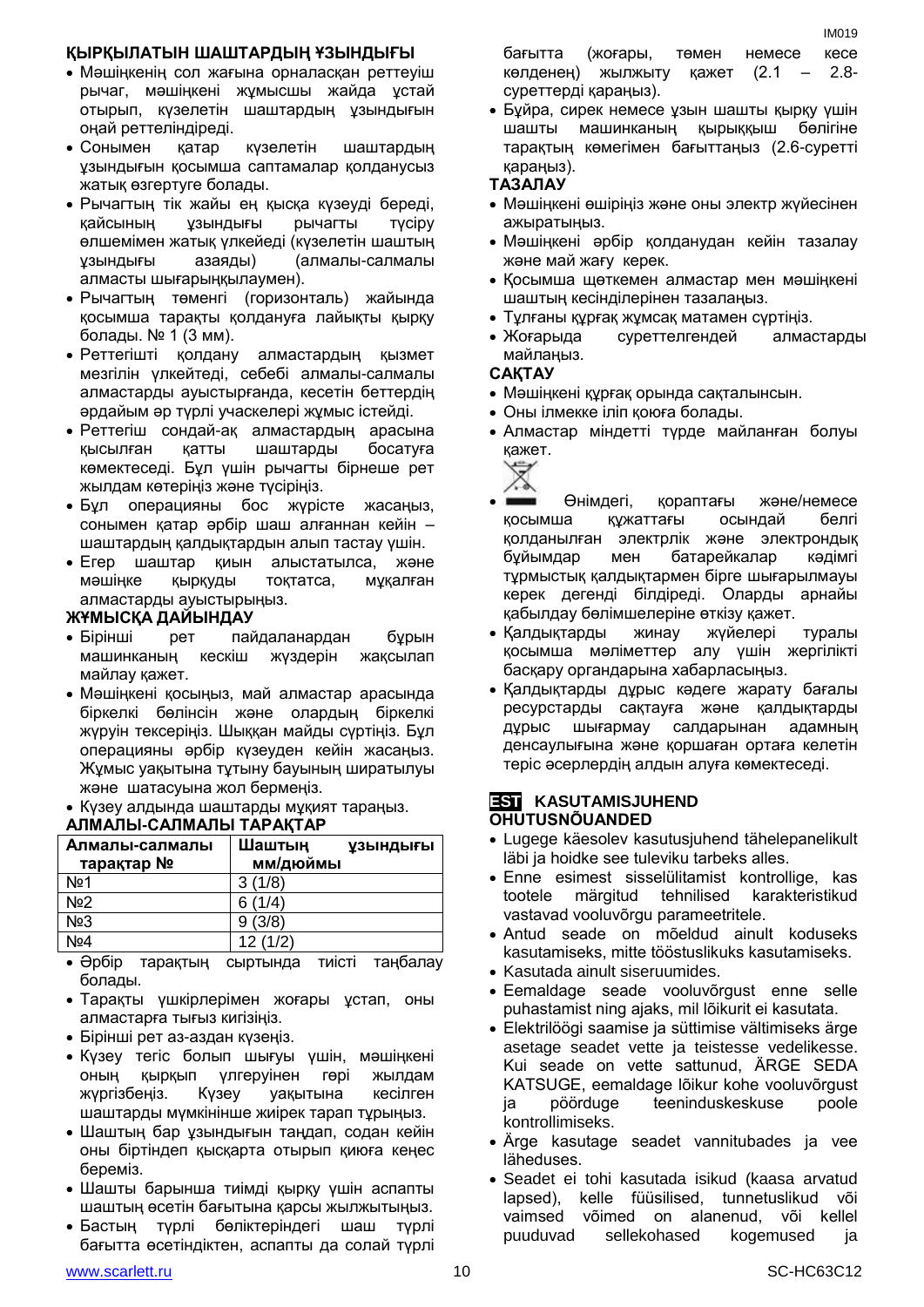**ҚЫРҚЫЛАТЫН ШАШТАРДЫҢ ҰЗЫНДЫҒЫ**

- Мәшіңкенің сол жағына орналасқан реттеуіш рычаг, мәшіңкені жұмысшы жайда ұстай отырып, күзелетін шаштардың ұзындығын оңай реттеліндіреді.
- Сонымен қатар күзелетін шаштардың ұзындығын қосымша саптамалар қолданусыз жатық өзгертуге болады.
- Рычагтың тік жайы ең қысқа күзеуді береді, қайсының ұзындығы рычагты түсіру өлшемімен жатық үлкейеді (күзелетін шаштың ұзындығы азаяды) (алмалы-салмалы алмасты шығарыңқылаумен).
- Рычагтың төменгі (горизонталь) жайында қосымша тарақты қолдануға лайықты қырқу болады. № 1 (3 мм).
- Реттегішті қолдану алмастардың қызмет мезгілін үлкейтеді, себебі алмалы-салмалы алмастарды ауыстырғанда, кесетін беттердің әрдайым әр түрлі учаскелері жұмыс істейді.
- Реттегіш сондай-ақ алмастардың арасына қысылған қатты шаштарды босатуға көмектеседі. Бұл үшін рычагты бірнеше рет жылдам көтеріңіз және түсіріңіз.
- Бұл операцияны бос жүрісте жасаңыз, сонымен қатар әрбір шаш алғаннан кейін – шаштардың қалдықтардын алып тастау үшін.
- Егер шаштар қиын алыстатылса, және мәшіңке қырқуды тоқтатса, мұқалған алмастарды ауыстырыңыз.

**ЖҰМЫСҚА ДАЙЫНДАУ**

- Бірінші рет пайдаланардан бұрын машинканың кескіш жүздерін жақсылап майлау қажет.
- Мәшіңкені қосыңыз, май алмастар арасында біркелкі бөлінсін және олардың біркелкі жүруін тексеріңіз. Шыққан майды сүртіңіз. Бұл операцияны әрбір күзеуден кейін жасаңыз. Жұмыс уақытына тұтыну бауының ширатылуы және шатасуына жол бермеңіз.
- Күзеу алдында шаштарды мұқият тараңыз.

**АЛМАЛЫ-САЛМАЛЫ ТАРАҚТАР**

| Алмалы-салмалы тарақтар № | Шаштың ұзындығы мм/дюймы |
|---|---|
| №1 | 3 (1/8) |
| №2 | 6 (1/4) |
| №3 | 9 (3/8) |
| №4 | 12 (1/2) |

- Әрбір тарақтың сыртында тиісті таңбалау болады.
- Тарақты үшкірлерімен жоғары ұстап, оны алмастарға тығыз кигізіңіз.
- Бірінші рет аз-аздан күзеңіз.
- Күзеу тегіс болып шығуы үшін, мәшіңкені оның қырқып үлгеруінен гөрі жылдам жүргізбеңіз. Күзеу уақытына кесілген шаштарды мүмкінінше жиірек тарап тұрыңыз.
- Шаштың бар ұзындығын таңдап, содан кейін оны біртіндеп қысқарта отырып қиюға кеңес береміз.
- Шашты барынша тиімді қырқу үшін аспапты шаштың өсетін бағытына қарсы жылжытыңыз.
- Бастың түрлі бөліктеріндегі шаш түрлі бағытта өсетіндіктен, аспапты да солай түрлі бағытта (жоғары, төмен немесе кесе көлденең) жылжыту қажет (2.1 – 2.8-суреттерді қараңыз).
- Бұйра, сирек немесе ұзын шашты қырқу үшін шашты машинканың қырыққыш бөлігіне тарақтың көмегімен бағыттаңыз (2.6-суретті қараңыз).

**ТАЗАЛАУ**

- Мәшіңкені өшіріңіз және оны электр жүйесінен ажыратыңыз.
- Мәшіңкені әрбір қолданудан кейін тазалау және май жағу керек.
- Қосымша щеткемен алмастар мен мәшіңкені шаштың кесінділерінен тазалаңыз.
- Тұлғаны құрғақ жұмсақ матамен сүртіңіз.
- Жоғарыда суреттелгендей алмастарды майлаңыз.

**САҚТАУ**

- Мәшіңкені құрғақ орында сақталынсын.
- Оны ілмекке іліп қоюға болады.
- Алмастар міндетті түрде майланған болуы қажет.
- Өнімдегі, қораптағы және/немесе қосымша құжаттағы осындай белгі қолданылған электрлік және электрондық бұйымдар мен батарейкалар кәдімгі тұрмыстық қалдықтармен бірге шығарылмауы керек дегенді білдіреді. Оларды арнайы қабылдау бөлімшелеріне өткізу қажет.
- Қалдықтарды жинау жүйелері туралы қосымша мәліметтер алу үшін жергілікті басқару органдарына хабарласыңыз.
- Қалдықтарды дұрыс кәдеге жарату бағалы ресурстарды сақтауға және қалдықтарды дұрыс шығармау салдарынан адамның денсаулығына және қоршаған ортаға келетін теріс әсерлердің алдын алуға көмектеседі.

## EST KASUTAMISJUHEND

**OHUTUSNÕUANDED**

- Lugege käesolev kasutusjuhend tähelepanelikult läbi ja hoidke see tuleviku tarbeks alles.
- Enne esimest sisselülitamist kontrollige, kas tootele märgitud tehnilised karakteristikud vastavad vooluvõrgu parameetritele.
- Antud seade on mõeldud ainult koduseks kasutamiseks, mitte tööstuslikuks kasutamiseks.
- Kasutada ainult siseruumides.
- Eemaldage seade vooluvõrgust enne selle puhastamist ning ajaks, mil lõikurit ei kasutata.
- Elektrilöögi saamise ja süttimise vältimiseks ärge asetage seadet vette ja teistesse vedelikesse. Kui seade on vette sattunud, ÄRGE SEDA KATSUGE, eemaldage lõikur kohe vooluvõrgust ja pöörduge teeninduskeskuse poole kontrollimiseks.
- Ärge kasutage seadet vannitubades ja vee läheduses.
- Seadet ei tohi kasutada isikud (kaasa arvatud lapsed), kelle füüsilised, tunnetuslikud või vaimsed võimed on alanenud, või kellel puuduvad sellekohased kogemused ja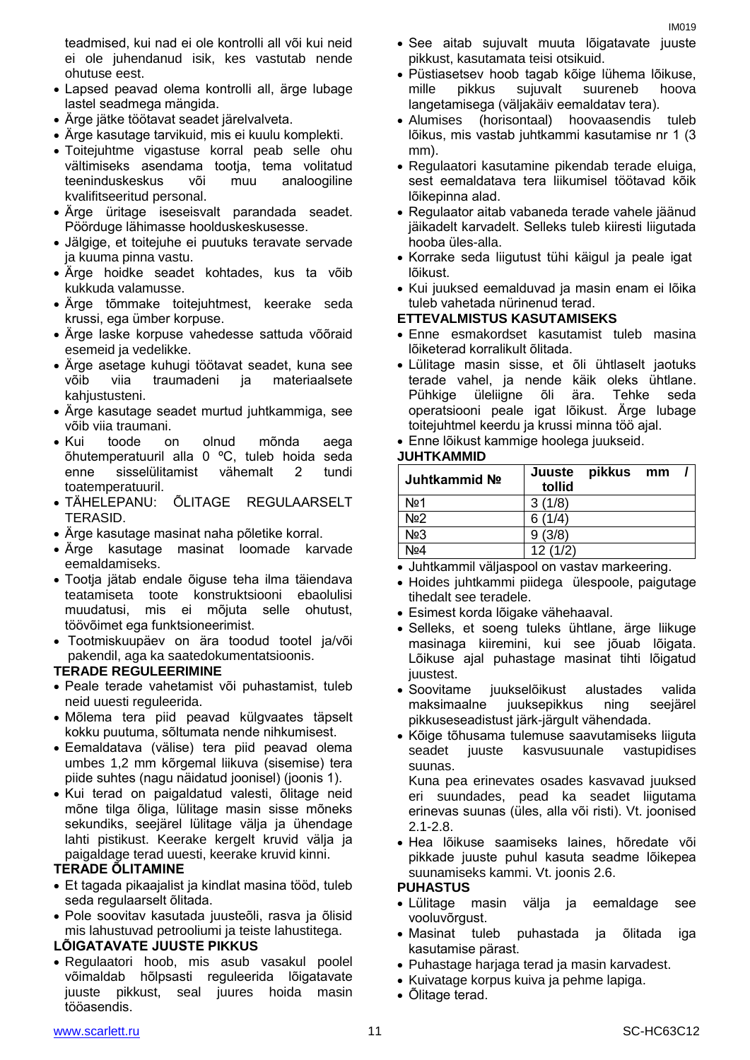teadmised, kui nad ei ole kontrolli all või kui neid ei ole juhendanud isik, kes vastutab nende ohutuse eest.

- Lapsed peavad olema kontrolli all, ärge lubage lastel seadmega mängida.
- Ärge jätke töötavat seadet järelvalveta.
- Ärge kasutage tarvikuid, mis ei kuulu komplekti.
- Toitejuhtme vigastuse korral peab selle ohu vältimiseks asendama tootja, tema volitatud teeninduskeskus või muu analoogiline kvalifitseeritud personal.
- Ärge üritage iseseisvalt parandada seadet. Pöörduge lähimasse hoolduskeskusesse.
- Jälgige, et toitejuhe ei puutuks teravate servade ja kuuma pinna vastu.
- Ärge hoidke seadet kohtades, kus ta võib kukkuda valamusse.
- Ärge tõmmake toitejuhtmest, keerake seda krussi, ega ümber korpuse.
- Ärge laske korpuse vahedesse sattuda võõraid esemeid ja vedelikke.
- Ärge asetage kuhugi töötavat seadet, kuna see võib viia traumadeni ja materiaalsete kahjustusteni.
- Ärge kasutage seadet murtud juhtkammiga, see võib viia traumani.
- Kui toode on olnud mõnda aega õhutemperatuuril alla 0 ºC, tuleb hoida seda enne sisselülitamist vähemalt 2 tundi toatemperatuuril.
- TÄHELEPANU: ÕLITAGE REGULAARSELT TERASID.
- Ärge kasutage masinat naha põletike korral.
- Ärge kasutage masinat loomade karvade eemaldamiseks.
- Tootja jätab endale õiguse teha ilma täiendava teatamiseta toote konstruktsiooni ebaolulisi muudatusi, mis ei mõjuta selle ohutust, töövõimet ega funktsioneerimist.
- Tootmiskuupäev on ära toodud tootel ja/või pakendil, aga ka saatedokumentatsioonis.

**TERADE REGULEERIMINE**

- Peale terade vahetamist või puhastamist, tuleb neid uuesti reguleerida.
- Mõlema tera piid peavad külgvaates täpselt kokku puutuma, sõltumata nende nihkumisest.
- Eemaldatava (välise) tera piid peavad olema umbes 1,2 mm kõrgemal liikuva (sisemise) tera piide suhtes (nagu näidatud joonisel) (joonis 1).
- Kui terad on paigaldatud valesti, õlitage neid mõne tilga õliga, lülitage masin sisse mõneks sekundiks, seejärel lülitage välja ja ühendage lahti pistikust. Keerake kergelt kruvid välja ja paigaldage terad uuesti, keerake kruvid kinni.

**TERADE ÕLITAMINE**

- Et tagada pikaajalist ja kindlat masina tööd, tuleb seda regulaarselt õlitada.
- Pole soovitav kasutada juusteõli, rasva ja õlisid mis lahustuvad petrooliumi ja teiste lahustitega.

**LÕIGATAVATE JUUSTE PIKKUS**

- Regulaatori hoob, mis asub vasakul poolel võimaldab hõlpsasti reguleerida lõigatavate juuste pikkust, seal juures hoida masin tööasendis.
- See aitab sujuvalt muuta lõigatavate juuste pikkust, kasutamata teisi otsikuid.
- Püstiasetsev hoob tagab kõige lühema lõikuse, mille pikkus sujuvalt suureneb hoova langetamisega (väljakäiv eemaldatav tera).
- Alumises (horisontaal) hoovaasendis tuleb lõikus, mis vastab juhtkammi kasutamise nr 1 (3 mm).
- Regulaatori kasutamine pikendab terade eluiga, sest eemaldatava tera liikumisel töötavad kõik lõikepinna alad.
- Regulaator aitab vabaneda terade vahele jäänud jäikadelt karvadelt. Selleks tuleb kiiresti liigutada hooba üles-alla.
- Korrake seda liigutust tühi käigul ja peale igat lõikust.
- Kui juuksed eemalduvad ja masin enam ei lõika tuleb vahetada nürinenud terad.

**ETTEVALMISTUS KASUTAMISEKS**

- Enne esmakordset kasutamist tuleb masina lõiketerad korralikult õlitada.
- Lülitage masin sisse, et õli ühtlaselt jaotuks terade vahel, ja nende käik oleks ühtlane. Pühkige üleliigne õli ära. Tehke seda operatsiooni peale igat lõikust. Ärge lubage toitejuhtmel keerdu ja krussi minna töö ajal.
- Enne lõikust kammige hoolega juukseid.

**JUHTKAMMID**

| Juhtkammid № | Juuste pikkus mm / tollid |
|---|---|
| №1 | 3 (1/8) |
| №2 | 6 (1/4) |
| №3 | 9 (3/8) |
| №4 | 12 (1/2) |

- Juhtkammil väljaspool on vastav markeering.
- Hoides juhtkammi piidega ülespoole, paigutage tihedalt see teradele.
- Esimest korda lõigake vähehaaval.
- Selleks, et soeng tuleks ühtlane, ärge liikuge masinaga kiiremini, kui see jõuab lõigata. Lõikuse ajal puhastage masinat tihti lõigatud juustest.
- Soovitame juukselõikust alustades valida maksimaalne juuksepikkus ning seejärel pikkuseseadistust järk-järgult vähendada.
- Kõige tõhusama tulemuse saavutamiseks liiguta seadet juuste kasvusuunale vastupidises suunas.
  Kuna pea erinevates osades kasvavad juuksed eri suundades, pead ka seadet liigutama erinevas suunas (üles, alla või risti). Vt. joonised 2.1-2.8.
- Hea lõikuse saamiseks laines, hõredate või pikkade juuste puhul kasuta seadme lõikepea suunamiseks kammi. Vt. joonis 2.6.

**PUHASTUS**

- Lülitage masin välja ja eemaldage see vooluvõrgust.
- Masinat tuleb puhastada ja õlitada iga kasutamise pärast.
- Puhastage harjaga terad ja masin karvadest.
- Kuivatage korpus kuiva ja pehme lapiga.
- Õlitage terad.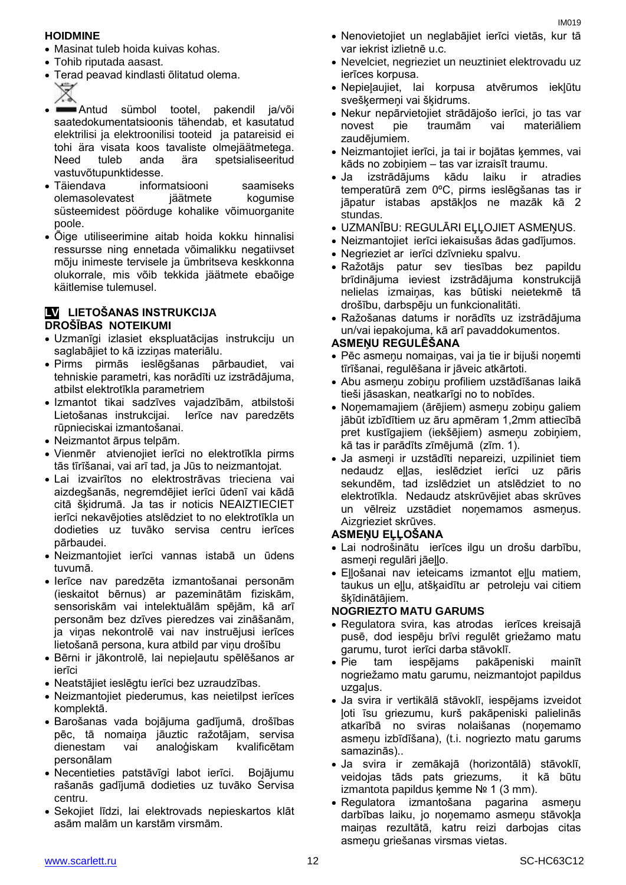## HOIDMINE

- Masinat tuleb hoida kuivas kohas.
- Tohib riputada aasast.
- Terad peavad kindlasti õlitatud olema.
- Antud sümbol tootel, pakendil ja/või saatedokumentatsioonis tähendab, et kasutatud elektrilisi ja elektroonilisi tooteid ja patareisid ei tohi ära visata koos tavaliste olmejäätmetega. Need tuleb anda ära spetsialiseeritud vastuvõtupunktidesse.
- Täiendava informatsiooni saamiseks olemasolevatest jäätmete kogumise süsteemidest pöörduge kohalike võimuorganite poole.
- Õige utiliseerimine aitab hoida kokku hinnalisi ressursse ning ennetada võimalikku negatiivset mõju inimeste tervisele ja ümbritseva keskkonna olukorrale, mis võib tekkida jäätmete ebaõige käitlemise tulemusel.

## LV LIETOŠANAS INSTRUKCIJA

### DROŠĪBAS NOTEIKUMI

- Uzmanīgi izlasiet ekspluatācijas instrukciju un saglabājiet to kā izziņas materiālu.
- Pirms pirmās ieslēgšanas pārbaudiet, vai tehniskie parametri, kas norādīti uz izstrādājuma, atbilst elektrotīkla parametriem
- Izmantot tikai sadzīves vajadzībām, atbilstoši Lietošanas instrukcijai. Ierīce nav paredzēts rūpnieciskai izmantošanai.
- Neizmantot ārpus telpām.
- Vienmēr atvienojiet ierīci no elektrotīkla pirms tās tīrīšanai, vai arī tad, ja Jūs to neizmantojat.
- Lai izvairītos no elektrostrāvas trieciena vai aizdegšanās, negremdējiet ierīci ūdenī vai kādā citā šķidrumā. Ja tas ir noticis NEAIZTIECIET ierīci nekavējoties atslēdziet to no elektrotīkla un dodieties uz tuvāko servisa centru ierīces pārbaudei.
- Neizmantojiet ierīci vannas istabā un ūdens tuvumā.
- Ierīce nav paredzēta izmantošanai personām (ieskaitot bērnus) ar pazeminātām fiziskām, sensoriskām vai intelektuālām spējām, kā arī personām bez dzīves pieredzes vai zināšanām, ja viņas nekontrolē vai nav instruējusi ierīces lietošanā persona, kura atbild par viņu drošību
- Bērni ir jākontrolē, lai nepieļautu spēlēšanos ar ierīci
- Neatstājiet ieslēgtu ierīci bez uzraudzības.
- Neizmantojiet piederumus, kas neietilpst ierīces komplektā.
- Barošanas vada bojājuma gadījumā, drošības pēc, tā nomaiņa jāuztic ražotājam, servisa dienestam vai analoģiskam kvalificētam personālam
- Necentieties patstāvīgi labot ierīci. Bojājumu rašanās gadījumā dodieties uz tuvāko Servisa centru.
- Sekojiet līdzi, lai elektrovads nepieskartos klāt asām malām un karstām virsmām.
- Nenovietojiet un neglabājiet ierīci vietās, kur tā var iekrist izlietnē u.c.
- Nevelciet, negrieziet un neuztiniet elektrovadu uz ierīces korpusa.
- Nepieļaujiet, lai korpusa atvērumos iekļūtu svešķermeņi vai šķidrums.
- Nekur nepārvietojiet strādājošo ierīci, jo tas var novest pie traumām vai materiāliem zaudējumiem.
- Neizmantojiet ierīci, ja tai ir bojātas ķemmes, vai kāds no zobiņiem – tas var izraisīt traumu.
- Ja izstrādājums kādu laiku ir atradies temperatūrā zem 0ºC, pirms ieslēgšanas tas ir jāpatur istabas apstākļos ne mazāk kā 2 stundas.
- UZMANĪBU: REGULĀRI EĻĻOJIET ASMEŅUS.
- Neizmantojiet ierīci iekaisušas ādas gadījumos.
- Negrieziet ar ierīci dzīvnieku spalvu.
- Ražotājs patur sev tiesības bez papildu brīdinājuma ieviest izstrādājuma konstrukcijā nelielas izmaiņas, kas būtiski neietekmē tā drošību, darbspēju un funkcionalitāti.
- Ražošanas datums ir norādīts uz izstrādājuma un/vai iepakojuma, kā arī pavaddokumentos.

### ASMEŅU REGULĒŠANA

- Pēc asmeņu nomaiņas, vai ja tie ir bijuši noņemti tīrīšanai, regulēšana ir jāveic atkārtoti.
- Abu asmeņu zobiņu profiliem uzstādīšanas laikā tieši jāsaskan, neatkarīgi no to nobīdes.
- Noņemamajiem (ārējiem) asmeņu zobiņu galiem jābūt izbīdītiem uz āru apmēram 1,2mm attiecībā pret kustīgajiem (iekšējiem) asmeņu zobiņiem, kā tas ir parādīts zīmējumā (zīm. 1).
- Ja asmeņi ir uzstādīti nepareizi, uzpiliniet tiem nedaudz eļļas, ieslēdziet ierīci uz pāris sekundēm, tad izslēdziet un atslēdziet to no elektrotīkla. Nedaudz atskrūvējiet abas skrūves un vēlreiz uzstādiet noņemamos asmeņus. Aizgrieziet skrūves.

### ASMEŅU EĻĻOŠANA

- Lai nodrošinātu ierīces ilgu un drošu darbību, asmeņi regulāri jāeļļo.
- Eļļošanai nav ieteicams izmantot eļļu matiem, taukus un eļļu, atšķaidītu ar petroleju vai citiem šķīdinātājiem.

### NOGRIEZTO MATU GARUMS

- Regulatora svira, kas atrodas ierīces kreisajā pusē, dod iespēju brīvi regulēt griežamo matu garumu, turot ierīci darba stāvoklī.
- Pie tam iespējams pakāpeniski mainīt nogriežamo matu garumu, neizmantojot papildus uzgaļus.
- Ja svira ir vertikālā stāvoklī, iespējams izveidot ļoti īsu griezumu, kurš pakāpeniski palielinās atkarībā no sviras nolaišanas (noņemamo asmeņu izbīdīšana), (t.i. nogriezto matu garums samazinās)..
- Ja svira ir zemākajā (horizontālā) stāvoklī, veidojas tāds pats griezums, it kā būtu izmantota papildus ķemme № 1 (3 mm).
- Regulatora izmantošana pagarina asmeņu darbības laiku, jo noņemamo asmeņu stāvokļa maiņas rezultātā, katru reizi darbojas citas asmeņu griešanas virsmas vietas.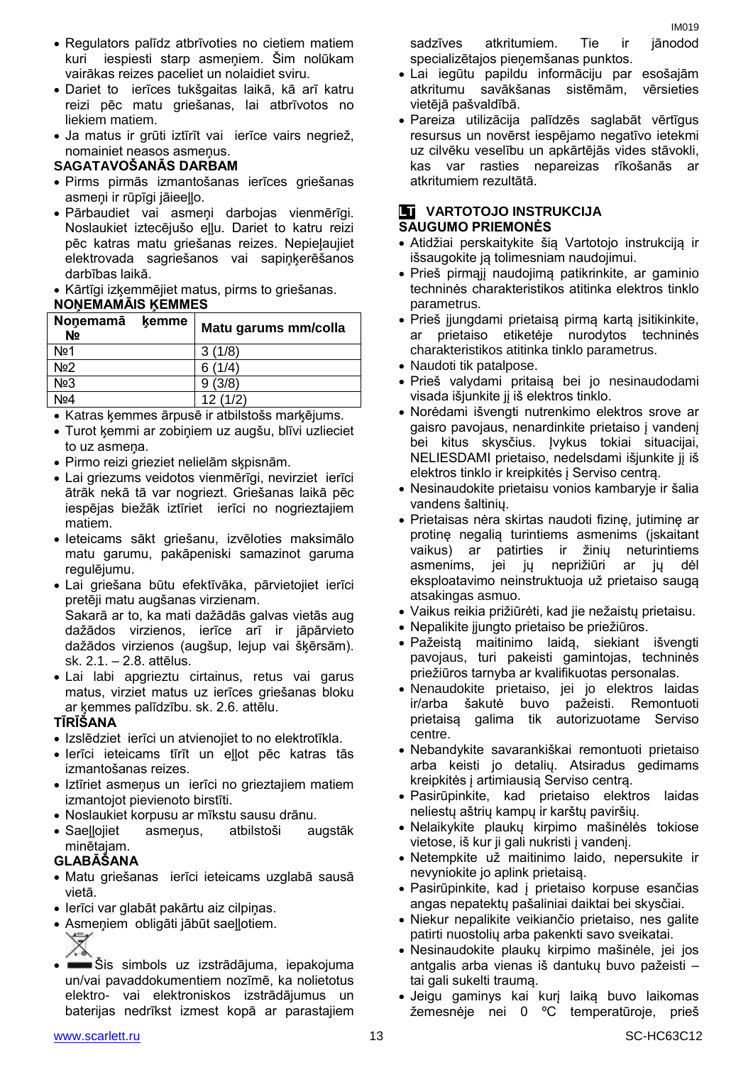- Regulators palīdz atbrīvoties no cietiem matiem kuri iespiesti starp asmeņiem. Šim nolūkam vairākas reizes paceliet un nolaidiet sviru.
- Dariet to ierīces tukšgaitas laikā, kā arī katru reizi pēc matu griešanas, lai atbrīvotos no liekiem matiem.
- Ja matus ir grūti iztīrīt vai ierīce vairs negriež, nomainiet neasos asmeņus.

**SAGATAVOŠANĀS DARBAM**

- Pirms pirmās izmantošanas ierīces griešanas asmeņi ir rūpīgi jāieeļļo.
- Pārbaudiet vai asmeņi darbojas vienmērīgi. Noslaukiet iztecējušo eļļu. Dariet to katru reizi pēc katras matu griešanas reizes. Nepieļaujiet elektrovada sagriešanos vai sapiņķerēšanos darbības laikā.
- Kārtīgi izķemmējiet matus, pirms to griešanas.

**NOŅEMAMĀIS ĶEMMES**

| Noņemamā ķemme № | Matu garums mm/colla |
|---|---|
| №1 | 3 (1/8) |
| №2 | 6 (1/4) |
| №3 | 9 (3/8) |
| №4 | 12 (1/2) |

- Katras ķemmes ārpusē ir atbilstošs marķējums.
- Turot ķemmi ar zobiņiem uz augšu, blīvi uzlieciet to uz asmeņa.
- Pirmo reizi grieziet nelielām šķpisnām.
- Lai griezums veidotos vienmērīgi, nevirziet ierīci ātrāk nekā tā var nogriezt. Griešanas laikā pēc iespējas biežāk iztīriet ierīci no nogrieztajiem matiem.
- Ieteicams sākt griešanu, izvēloties maksimālo matu garumu, pakāpeniski samazinot garuma regulējumu.
- Lai griešana būtu efektīvāka, pārvietojiet ierīci pretēji matu augšanas virzienam.
  Sakarā ar to, ka mati dažādās galvas vietās aug dažādos virzienos, ierīce arī ir jāpārvieto dažādos virzienos (augšup, lejup vai šķērsām). sk. 2.1. – 2.8. attēlus.
- Lai labi apgrieztu cirtainus, retus vai garus matus, virziet matus uz ierīces griešanas bloku ar ķemmes palīdzību. sk. 2.6. attēlu.

**TĪRĪŠANA**

- Izslēdziet ierīci un atvienojiet to no elektrotīkla.
- Ierīci ieteicams tīrīt un eļļot pēc katras tās izmantošanas reizes.
- Iztīriet asmeņus un ierīci no grieztajiem matiem izmantojot pievienoto birstīti.
- Noslaukiet korpusu ar mīkstu sausu drānu.
- Saeļļojiet asmeņus, atbilstoši augstāk minētajam.

**GLABĀŠANA**

- Matu griešanas ierīci ieteicams uzglabā sausā vietā.
- Ierīci var glabāt pakārtu aiz cilpiņas.
- Asmeņiem obligāti jābūt saeļļotiem.
- Šis simbols uz izstrādājuma, iepakojuma un/vai pavaddokumentiem nozīmē, ka nolietotus elektro- vai elektroniskos izstrādājumus un baterijas nedrīkst izmest kopā ar parastajiem sadzīves atkritumiem. Tie ir jānodod specializētajos pieņemšanas punktos.
- Lai iegūtu papildu informāciju par esošajām atkritumu savākšanas sistēmām, vērsieties vietējā pašvaldībā.
- Pareiza utilizācija palīdzēs saglabāt vērtīgus resursus un novērst iespējamo negatīvo ietekmi uz cilvēku veselību un apkārtējās vides stāvokli, kas var rasties nepareizas rīkošanās ar atkritumiem rezultātā.

## LT VARTOTOJO INSTRUKCIJA

**SAUGUMO PRIEMONĖS**

- Atidžiai perskaitykite šią Vartotojo instrukciją ir išsaugokite ją tolimesniam naudojimui.
- Prieš pirmąjį naudojimą patikrinkite, ar gaminio techninės charakteristikos atitinka elektros tinklo parametrus.
- Prieš įjungdami prietaisą pirmą kartą įsitikinkite, ar prietaiso etiketėje nurodytos techninės charakteristikos atitinka tinklo parametrus.
- Naudoti tik patalpose.
- Prieš valydami pritaisą bei jo nesinaudodami visada išjunkite jį iš elektros tinklo.
- Norėdami išvengti nutrenkimo elektros srove ar gaisro pavojaus, nenardinkite prietaiso į vandenį bei kitus skysčius. Įvykus tokiai situacijai, NELIESDAMI prietaiso, nedelsdami išjunkite jį iš elektros tinklo ir kreipkitės į Serviso centrą.
- Nesinaudokite prietaisu vonios kambaryje ir šalia vandens šaltinių.
- Prietaisas nėra skirtas naudoti fizinę, jutiminę ar protinę negalią turintiems asmenims (įskaitant vaikus) ar patirties ir žinių neturintiems asmenims, jei jų neprižiūri ar jų dėl eksploatavimo neinstruktuoja už prietaiso saugą atsakingas asmuo.
- Vaikus reikia prižiūrėti, kad jie nežaistų prietaisu.
- Nepalikite įjungto prietaiso be priežiūros.
- Pažeistą maitinimo laidą, siekiant išvengti pavojaus, turi pakeisti gamintojas, techninės priežiūros tarnyba ar kvalifikuotas personalas.
- Nenaudokite prietaiso, jei jo elektros laidas ir/arba šakutė buvo pažeisti. Remontuoti prietaisą galima tik autorizuotame Serviso centre.
- Nebandykite savarankiškai remontuoti prietaiso arba keisti jo detalių. Atsiradus gedimams kreipkitės į artimiausią Serviso centrą.
- Pasirūpinkite, kad prietaiso elektros laidas neliestų aštrių kampų ir karštų paviršių.
- Nelaikykite plaukų kirpimo mašinėlės tokiose vietose, iš kur ji gali nukristi į vandenį.
- Netempkite už maitinimo laido, nepersukite ir nevyniokite jo aplink prietaisą.
- Pasirūpinkite, kad į prietaiso korpuse esančias angas nepatektų pašaliniai daiktai bei skysčiai.
- Niekur nepalikite veikiančio prietaiso, nes galite patirti nuostolių arba pakenkti savo sveikatai.
- Nesinaudokite plaukų kirpimo mašinėle, jei jos antgalis arba vienas iš dantukų buvo pažeisti – tai gali sukelti traumą.
- Jeigu gaminys kai kurį laiką buvo laikomas žemesnėje nei 0 ºC temperatūroje, prieš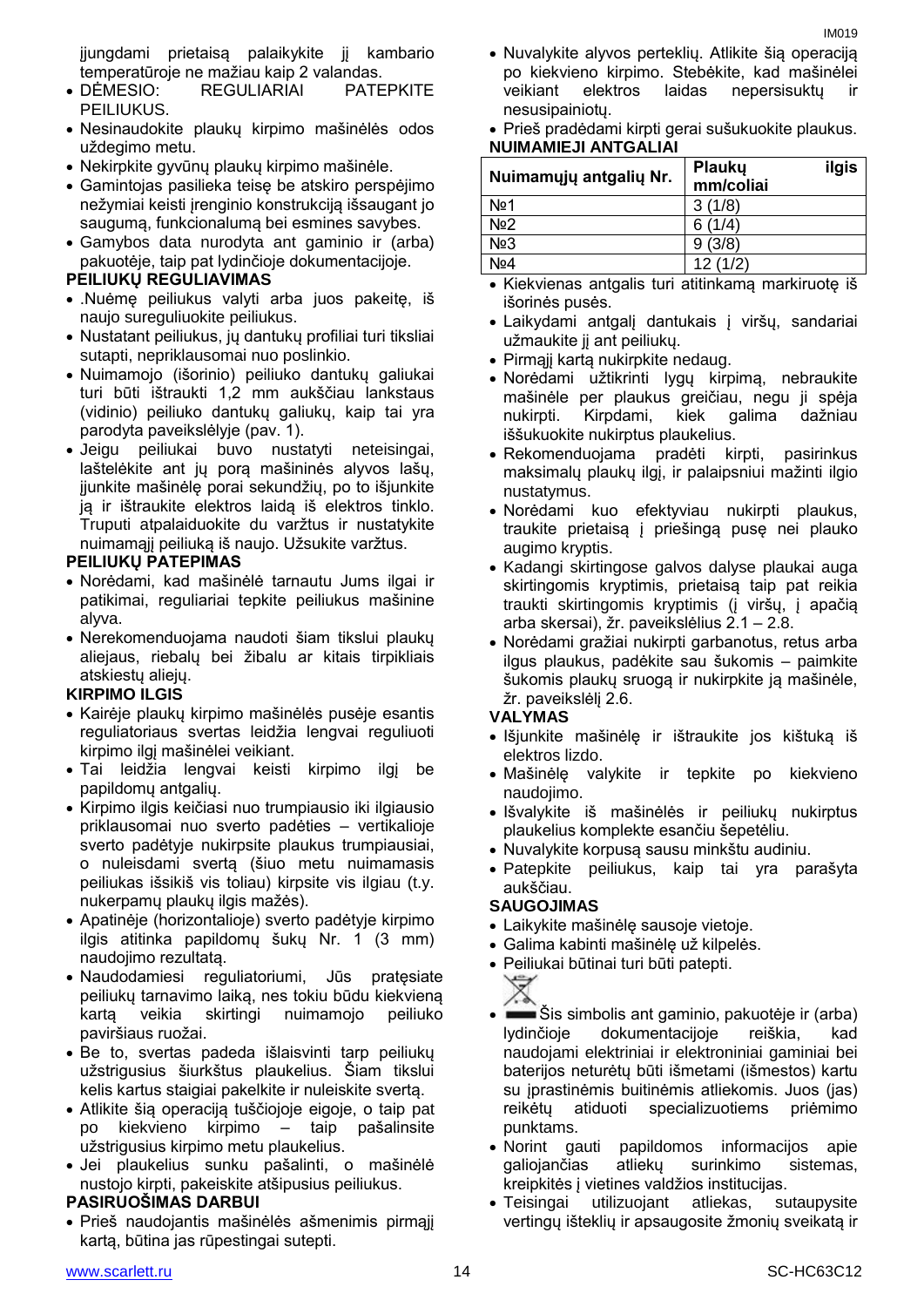įjungdami prietaisą palaikykite jį kambario temperatūroje ne mažiau kaip 2 valandas.

- DĖMESIO: REGULIARIAI PATEPKITE PEILIUKUS.
- Nesinaudokite plaukų kirpimo mašinėlės odos uždegimo metu.
- Nekirpkite gyvūnų plaukų kirpimo mašinėle.
- Gamintojas pasilieka teisę be atskiro perspėjimo nežymiai keisti įrenginio konstrukciją išsaugant jo saugumą, funkcionalumą bei esmines savybes.
- Gamybos data nurodyta ant gaminio ir (arba) pakuotėje, taip pat lydinčioje dokumentacijoje.

**PEILIUKŲ REGULIAVIMAS**

- .Nuėmę peiliukus valyti arba juos pakeitę, iš naujo sureguliuokite peiliukus.
- Nustatant peiliukus, jų dantukų profiliai turi tiksliai sutapti, nepriklausomai nuo poslinkio.
- Nuimamojo (išorinio) peiliuko dantukų galiukai turi būti ištraukti 1,2 mm aukščiau lankstaus (vidinio) peiliuko dantukų galiukų, kaip tai yra parodyta paveikslėlyje (pav. 1).
- Jeigu peiliukai buvo nustatyti neteisingai, laštelėkite ant jų porą mašininės alyvos lašų, įjunkite mašinėlę porai sekundžių, po to išjunkite ją ir ištraukite elektros laidą iš elektros tinklo. Truputi atpalaiduokite du varžtus ir nustatykite nuimamąjį peiliuką iš naujo. Užsukite varžtus.

**PEILIUKŲ PATEPIMAS**

- Norėdami, kad mašinėlė tarnautu Jums ilgai ir patikimai, reguliariai tepkite peiliukus mašinine alyva.
- Nerekomenduojama naudoti šiam tikslui plaukų aliejaus, riebalų bei žibalu ar kitais tirpikliais atskiestų aliejų.

**KIRPIMO ILGIS**

- Kairėje plaukų kirpimo mašinėlės pusėje esantis reguliatoriaus svertas leidžia lengvai reguliuoti kirpimo ilgį mašinėlei veikiant.
- Tai leidžia lengvai keisti kirpimo ilgį be papildomų antgalių.
- Kirpimo ilgis keičiasi nuo trumpiausio iki ilgiausio priklausomai nuo sverto padėties – vertikalioje sverto padėtyje nukirpsite plaukus trumpiausiai, o nuleisdami svertą (šiuo metu nuimamasis peiliukas išsikiš vis toliau) kirpsite vis ilgiau (t.y. nukerpamų plaukų ilgis mažės).
- Apatinėje (horizontalioje) sverto padėtyje kirpimo ilgis atitinka papildomų šukų Nr. 1 (3 mm) naudojimo rezultatą.
- Naudodamiesi reguliatoriumi, Jūs pratęsiate peiliukų tarnavimo laiką, nes tokiu būdu kiekvieną kartą veikia skirtingi nuimamojo peiliuko paviršiaus ruožai.
- Be to, svertas padeda išlaisvinti tarp peiliukų užstrigusius šiurkštus plaukelius. Šiam tikslui kelis kartus staigiai pakelkite ir nuleiskite svertą.
- Atlikite šią operaciją tuščiojoje eigoje, o taip pat po kiekvieno kirpimo – taip pašalinsite užstrigusius kirpimo metu plaukelius.
- Jei plaukelius sunku pašalinti, o mašinėlė nustojo kirpti, pakeiskite atšipusius peiliukus.

**PASIRUOŠIMAS DARBUI**

- Prieš naudojantis mašinėlės ašmenimis pirmąjį kartą, būtina jas rūpestingai sutepti.
- Nuvalykite alyvos perteklių. Atlikite šią operaciją po kiekvieno kirpimo. Stebėkite, kad mašinėlei veikiant elektros laidas nepersisuktų ir nesusipainiotų.
- Prieš pradėdami kirpti gerai sušukuokite plaukus.

**NUIMAMIEJI ANTGALIAI**

| Nuimamųjų antgalių Nr. | Plaukų ilgis mm/coliai |
|---|---|
| №1 | 3 (1/8) |
| №2 | 6 (1/4) |
| №3 | 9 (3/8) |
| №4 | 12 (1/2) |

- Kiekvienas antgalis turi atitinkamą markiruotę iš išorinės pusės.
- Laikydami antgalį dantukais į viršų, sandariai užmaukite jį ant peiliukų.
- Pirmąjį kartą nukirpkite nedaug.
- Norėdami užtikrinti lygų kirpimą, nebraukite mašinėle per plaukus greičiau, negu ji spėja nukirpti. Kirpdami, kiek galima dažniau iššukuokite nukirptus plaukelius.
- Rekomenduojama pradėti kirpti, pasirinkus maksimalų plaukų ilgį, ir palaipsniui mažinti ilgio nustatymus.
- Norėdami kuo efektyviau nukirpti plaukus, traukite prietaisą į priešingą pusę nei plauko augimo kryptis.
- Kadangi skirtingose galvos dalyse plaukai auga skirtingomis kryptimis, prietaisą taip pat reikia traukti skirtingomis kryptimis (į viršų, į apačią arba skersai), žr. paveikslėlius 2.1 – 2.8.
- Norėdami gražiai nukirpti garbanotus, retus arba ilgus plaukus, padėkite sau šukomis – paimkite šukomis plaukų sruogą ir nukirpkite ją mašinėle, žr. paveikslėlį 2.6.

**VALYMAS**

- Išjunkite mašinėlę ir ištraukite jos kištuką iš elektros lizdo.
- Mašinėlę valykite ir tepkite po kiekvieno naudojimo.
- Išvalykite iš mašinėlės ir peiliukų nukirptus plaukelius komplekte esančiu šepetėliu.
- Nuvalykite korpusą sausu minkštu audiniu.
- Patepkite peiliukus, kaip tai yra parašyta aukščiau.

**SAUGOJIMAS**

- Laikykite mašinėlę sausoje vietoje.
- Galima kabinti mašinėlę už kilpelės.
- Peiliukai būtinai turi būti patepti.
- Šis simbolis ant gaminio, pakuotėje ir (arba) lydinčioje dokumentacijoje reiškia, kad naudojami elektriniai ir elektroniniai gaminiai bei baterijos neturėtų būti išmetami (išmestos) kartu su įprastinėmis buitinėmis atliekomis. Juos (jas) reikėtų atiduoti specializuotiems priėmimo punktams.
- Norint gauti papildomos informacijos apie galiojančias atliekų surinkimo sistemas, kreipkitės į vietines valdžios institucijas.
- Teisingai utilizuojant atliekas, sutaupysite vertingų išteklių ir apsaugosite žmonių sveikatą ir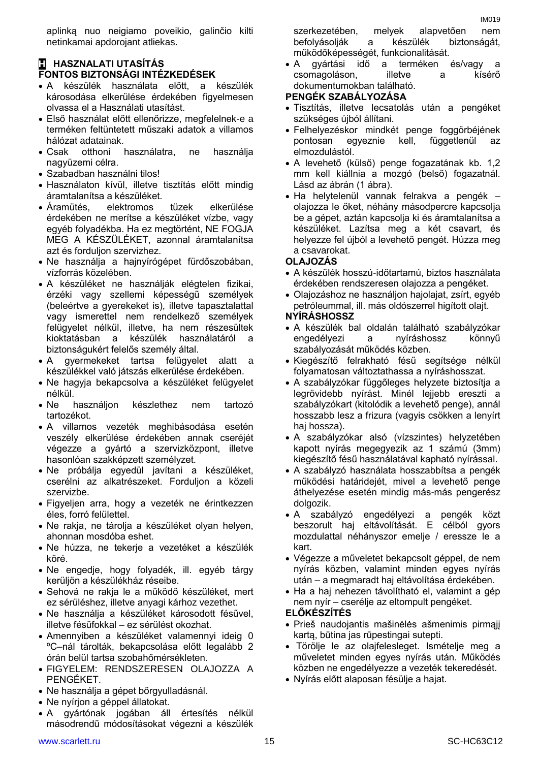aplinką nuo neigiamo poveikio, galinčio kilti netinkamai apdorojant atliekas.

## H HASZNALATI UTASÍTÁS

### FONTOS BIZTONSÁGI INTÉZKEDÉSEK

- A készülék használata előtt, a készülék károsodása elkerülése érdekében figyelmesen olvassa el a Használati utasítást.
- Első használat előtt ellenőrizze, megfelelnek-e a terméken feltüntetett műszaki adatok a villamos hálózat adatainak.
- Csak otthoni használatra, ne használja nagyüzemi célra.
- Szabadban használni tilos!
- Használaton kívül, illetve tisztítás előtt mindig áramtalanítsa a készüléket.
- Áramütés, elektromos tüzek elkerülése érdekében ne merítse a készüléket vízbe, vagy egyéb folyadékba. Ha ez megtörtént, NE FOGJA MEG A KÉSZÜLÉKET, azonnal áramtalanítsa azt és forduljon szervizhez.
- Ne használja a hajnyírógépet fürdőszobában, vízforrás közelében.
- A készüléket ne használják elégtelen fizikai, érzéki vagy szellemi képességű személyek (beleértve a gyerekeket is), illetve tapasztalattal vagy ismerettel nem rendelkező személyek felügyelet nélkül, illetve, ha nem részesültek kioktatásban a készülék használatáról a biztonságukért felelős személy által.
- A gyermekeket tartsa felügyelet alatt a készülékkel való játszás elkerülése érdekében.
- Ne hagyja bekapcsolva a készüléket felügyelet nélkül.
- Ne használjon készlethez nem tartozó tartozékot.
- A villamos vezeték meghibásodása esetén veszély elkerülése érdekében annak cseréjét végezze a gyártó a szervizközpont, illetve hasonlóan szakképzett személyzet.
- Ne próbálja egyedül javítani a készüléket, cserélni az alkatrészeket. Forduljon a közeli szervizbe.
- Figyeljen arra, hogy a vezeték ne érintkezzen éles, forró felülettel.
- Ne rakja, ne tárolja a készüléket olyan helyen, ahonnan mosdóba eshet.
- Ne húzza, ne tekerje a vezetéket a készülék köré.
- Ne engedje, hogy folyadék, ill. egyéb tárgy kerüljön a készülékház réseibe.
- Sehová ne rakja le a működő készüléket, mert ez sérüléshez, illetve anyagi kárhoz vezethet.
- Ne használja a készüléket károsodott fésűvel, illetve fésűfokkal – ez sérülést okozhat.
- Amennyiben a készüléket valamennyi ideig 0 ºC–nál tárolták, bekapcsolása előtt legalább 2 órán belül tartsa szobahőmérsékleten.
- FIGYELEM: RENDSZERESEN OLAJOZZA A PENGÉKET.
- Ne használja a gépet bőrgyulladásnál.
- Ne nyírjon a géppel állatokat.
- A gyártónak jogában áll értesítés nélkül másodrendű módosításokat végezni a készülék szerkezetében, melyek alapvetően nem befolyásolják a készülék biztonságát, működőképességét, funkcionalitását.
- A gyártási idő a terméken és/vagy a csomagoláson, illetve a kísérő dokumentumokban található.

### PENGÉK SZABÁLYOZÁSA

- Tisztítás, illetve lecsatolás után a pengéket szükséges újból állítani.
- Felhelyezéskor mindkét penge foggörbéjének pontosan egyeznie kell, függetlenül az elmozdulástól.
- A levehető (külső) penge fogazatának kb. 1,2 mm kell kiállnia a mozgó (belső) fogazatnál. Lásd az ábrán (1 ábra).
- Ha helytelenül vannak felrakva a pengék – olajozza le őket, néhány másodpercre kapcsolja be a gépet, aztán kapcsolja ki és áramtalanítsa a készüléket. Lazítsa meg a két csavart, és helyezze fel újból a levehető pengét. Húzza meg a csavarokat.

### OLAJOZÁS

- A készülék hosszú-időtartamú, biztos használata érdekében rendszeresen olajozza a pengéket.
- Olajozáshoz ne használjon hajolajat, zsírt, egyéb petróleummal, ill. más oldószerrel hígított olajt.

### NYÍRÁSHOSSZ

- A készülék bal oldalán található szabályzókar engedélyezi a nyíráshossz könnyű szabályozását működés közben.
- Kiegészítő felrakható fésű segítsége nélkül folyamatosan változtathassa a nyíráshosszat.
- A szabályzókar függőleges helyzete biztosítja a legrövidebb nyírást. Minél lejjebb ereszti a szabályzókart (kitolódik a levehető penge), annál hosszabb lesz a frizura (vagyis csökken a lenyírt haj hossza).
- A szabályzókar alsó (vízszintes) helyzetében kapott nyírás megegyezik az 1 számú (3mm) kiegészítő fésű használatával kapható nyírással.
- A szabályzó használata hosszabbítsa a pengék működési határidejét, mivel a levehető penge áthelyezése esetén mindig más-más pengerész dolgozik.
- A szabályzó engedélyezi a pengék közt beszorult haj eltávolítását. E célból gyors mozdulattal néhányszor emelje / eressze le a kart.
- Végezze a műveletet bekapcsolt géppel, de nem nyírás közben, valamint minden egyes nyírás után – a megmaradt haj eltávolítása érdekében.
- Ha a haj nehezen távolítható el, valamint a gép nem nyír – cserélje az eltompult pengéket.

### ELŐKÉSZÍTÉS

- Prieš naudojantis mašinėlės ašmenimis pirmąjį kartą, būtina jas rūpestingai sutepti.
- Törölje le az olajfelesleget. Ismételje meg a műveletet minden egyes nyírás után. Működés közben ne engedélyezze a vezeték tekeredését.
- Nyírás előtt alaposan fésülje a hajat.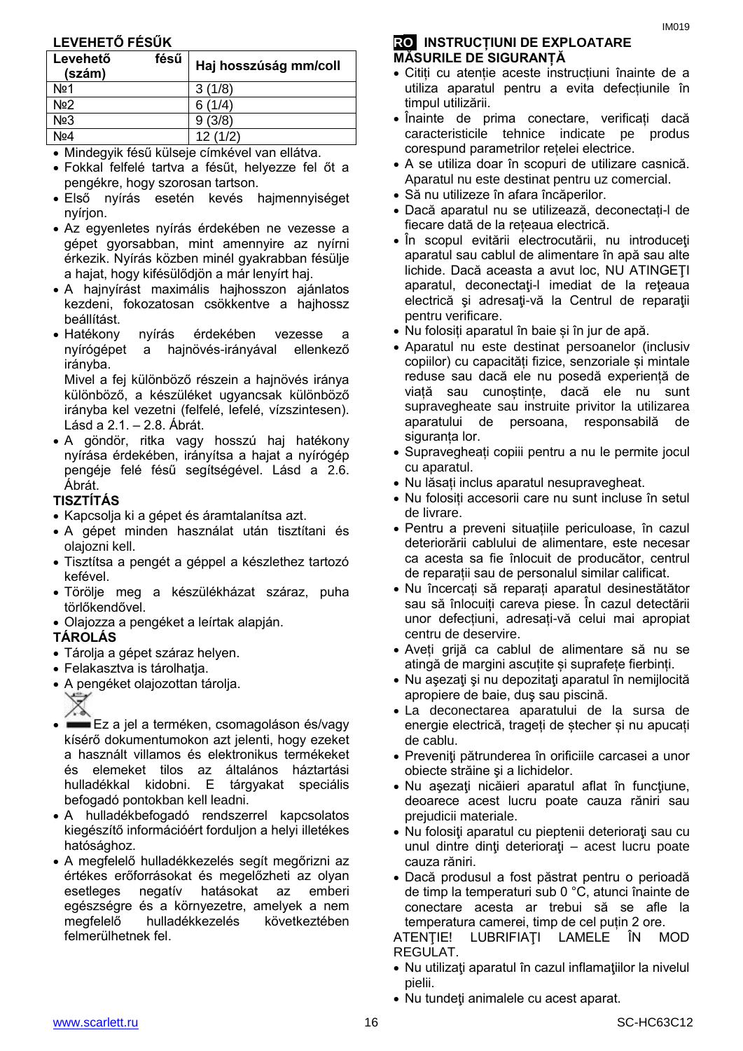**LEVEHETŐ FÉSŰK**

| Levehető fésű (szám) | Haj hosszúság mm/coll |
|---|---|
| №1 | 3 (1/8) |
| №2 | 6 (1/4) |
| №3 | 9 (3/8) |
| №4 | 12 (1/2) |

- Mindegyik fésű külseje címkével van ellátva.
- Fokkal felfelé tartva a fésűt, helyezze fel őt a pengékre, hogy szorosan tartson.
- Első nyírás esetén kevés hajmennyiséget nyírjon.
- Az egyenletes nyírás érdekében ne vezesse a gépet gyorsabban, mint amennyire az nyírni érkezik. Nyírás közben minél gyakrabban fésülje a hajat, hogy kifésülődjön a már lenyírt haj.
- A hajnyírást maximális hajhosszon ajánlatos kezdeni, fokozatosan csökkentve a hajhossz beállítást.
- Hatékony nyírás érdekében vezesse a nyírógépet a hajnövés-irányával ellenkező irányba.
  Mivel a fej különböző részein a hajnövés iránya különböző, a készüléket ugyancsak különböző irányba kel vezetni (felfelé, lefelé, vízszintesen). Lásd a 2.1. – 2.8. Ábrát.
- A göndör, ritka vagy hosszú haj hatékony nyírása érdekében, irányítsa a hajat a nyírógép pengéje felé fésű segítségével. Lásd a 2.6. Ábrát.

**TISZTÍTÁS**

- Kapcsolja ki a gépet és áramtalanítsa azt.
- A gépet minden használat után tisztítani és olajozni kell.
- Tisztítsa a pengét a géppel a készlethez tartozó kefével.
- Törölje meg a készülékházat száraz, puha törlőkendővel.
- Olajozza a pengéket a leírtak alapján.

**TÁROLÁS**

- Tárolja a gépet száraz helyen.
- Felakasztva is tárolhatja.
- A pengéket olajozottan tárolja.
- Ez a jel a terméken, csomagoláson és/vagy kísérő dokumentumokon azt jelenti, hogy ezeket a használt villamos és elektronikus termékeket és elemeket tilos az általános háztartási hulladékkal kidobni. E tárgyakat speciális befogadó pontokban kell leadni.
- A hulladékbefogadó rendszerrel kapcsolatos kiegészítő információért forduljon a helyi illetékes hatósághoz.
- A megfelelő hulladékkezelés segít megőrizni az értékes erőforrásokat és megelőzheti az olyan esetleges negatív hatásokat az emberi egészségre és a környezetre, amelyek a nem megfelelő hulladékkezelés következtében felmerülhetnek fel.

**RO INSTRUCŢIUNI DE EXPLOATARE**

**MĂSURILE DE SIGURANȚĂ**

- Citiți cu atenție aceste instrucțiuni înainte de a utiliza aparatul pentru a evita defecțiunile în timpul utilizării.
- Înainte de prima conectare, verificați dacă caracteristicile tehnice indicate pe produs corespund parametrilor rețelei electrice.
- A se utiliza doar în scopuri de utilizare casnică. Aparatul nu este destinat pentru uz comercial.
- Să nu utilizeze în afara încăperilor.
- Dacă aparatul nu se utilizează, deconectați-l de fiecare dată de la rețeaua electrică.
- În scopul evitării electrocutării, nu introduceţi aparatul sau cablul de alimentare în apă sau alte lichide. Dacă aceasta a avut loc, NU ATINGEŢI aparatul, deconectaţi-l imediat de la reţeaua electrică şi adresaţi-vă la Centrul de reparaţii pentru verificare.
- Nu folosiți aparatul în baie și în jur de apă.
- Aparatul nu este destinat persoanelor (inclusiv copiilor) cu capacități fizice, senzoriale și mintale reduse sau dacă ele nu posedă experiență de viață sau cunoștințe, dacă ele nu sunt supravegheate sau instruite privitor la utilizarea aparatului de persoana, responsabilă de siguranța lor.
- Supravegheați copiii pentru a nu le permite jocul cu aparatul.
- Nu lăsați inclus aparatul nesupravegheat.
- Nu folosiți accesorii care nu sunt incluse în setul de livrare.
- Pentru a preveni situațiile periculoase, în cazul deteriorării cablului de alimentare, este necesar ca acesta sa fie înlocuit de producător, centrul de reparații sau de personalul similar calificat.
- Nu încercați să reparați aparatul desinestătător sau să înlocuiți careva piese. În cazul detectării unor defecțiuni, adresați-vă celui mai apropiat centru de deservire.
- Aveți grijă ca cablul de alimentare să nu se atingă de margini ascuțite și suprafețe fierbinți.
- Nu aşezaţi şi nu depozitaţi aparatul în nemijlocită apropiere de baie, duş sau piscină.
- La deconectarea aparatului de la sursa de energie electrică, trageți de ștecher și nu apucați de cablu.
- Preveniţi pătrunderea în orificiile carcasei a unor obiecte străine şi a lichidelor.
- Nu aşezaţi nicăieri aparatul aflat în funcţiune, deoarece acest lucru poate cauza răniri sau prejudicii materiale.
- Nu folosiţi aparatul cu pieptenii deterioraţi sau cu unul dintre dinţi deterioraţi – acest lucru poate cauza răniri.
- Dacă produsul a fost păstrat pentru o perioadă de timp la temperaturi sub 0 °C, atunci înainte de conectare acesta ar trebui să se afle la temperatura camerei, timp de cel puțin 2 ore.

ATENŢIE! LUBRIFIAŢI LAMELE ÎN MOD REGULAT.

- Nu utilizaţi aparatul în cazul inflamaţiilor la nivelul pielii.
- Nu tundeţi animalele cu acest aparat.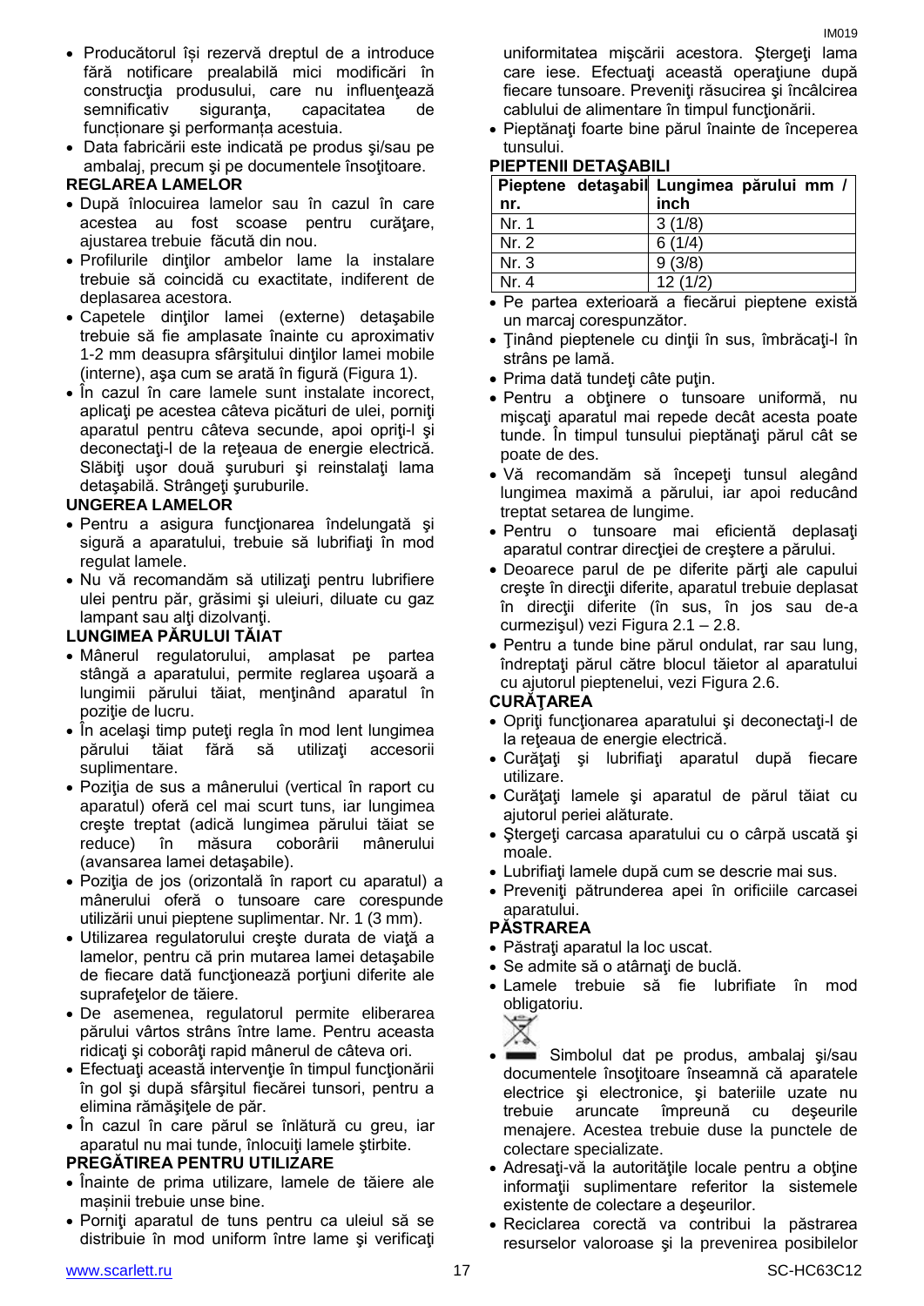- Producătorul îşi rezervă dreptul de a introduce fără notificare prealabilă mici modificări în construcţia produsului, care nu influenţează semnificativ siguranţa, capacitatea de funcţionare şi performanţa acestuia.
- Data fabricării este indicată pe produs şi/sau pe ambalaj, precum şi pe documentele însoţitoare.

**REGLAREA LAMELOR**

- După înlocuirea lamelor sau în cazul în care acestea au fost scoase pentru curăţare, ajustarea trebuie făcută din nou.
- Profilurile dinţilor ambelor lame la instalare trebuie să coincidă cu exactitate, indiferent de deplasarea acestora.
- Capetele dinţilor lamei (externe) detaşabile trebuie să fie amplasate înainte cu aproximativ 1-2 mm deasupra sfârşitului dinţilor lamei mobile (interne), aşa cum se arată în figură (Figura 1).
- În cazul în care lamele sunt instalate incorect, aplicaţi pe acestea câteva picături de ulei, porniţi aparatul pentru câteva secunde, apoi opriţi-l şi deconectaţi-l de la reţeaua de energie electrică. Slăbiţi uşor două şuruburi şi reinstalaţi lama detaşabilă. Strângeţi şuruburile.

**UNGEREA LAMELOR**

- Pentru a asigura funcţionarea îndelungată şi sigură a aparatului, trebuie să lubrifiaţi în mod regulat lamele.
- Nu vă recomandăm să utilizaţi pentru lubrifiere ulei pentru păr, grăsimi şi uleiuri, diluate cu gaz lampant sau alţi dizolvanţi.

**LUNGIMEA PĂRULUI TĂIAT**

- Mânerul regulatorului, amplasat pe partea stângă a aparatului, permite reglarea uşoară a lungimii părului tăiat, menţinând aparatul în poziţie de lucru.
- În acelaşi timp puteţi regla în mod lent lungimea părului tăiat fără să utilizaţi accesorii suplimentare.
- Poziţia de sus a mânerului (vertical în raport cu aparatul) oferă cel mai scurt tuns, iar lungimea creşte treptat (adică lungimea părului tăiat se reduce) în măsura coborârii mânerului (avansarea lamei detaşabile).
- Poziţia de jos (orizontală în raport cu aparatul) a mânerului oferă o tunsoare care corespunde utilizării unui pieptene suplimentar. Nr. 1 (3 mm).
- Utilizarea regulatorului creşte durata de viaţă a lamelor, pentru că prin mutarea lamei detaşabile de fiecare dată funcţionează porţiuni diferite ale suprafeţelor de tăiere.
- De asemenea, regulatorul permite eliberarea părului vârtos strâns între lame. Pentru aceasta ridicaţi şi coborâţi rapid mânerul de câteva ori.
- Efectuaţi această intervenţie în timpul funcţionării în gol şi după sfârşitul fiecărei tunsori, pentru a elimina rămăşiţele de păr.
- În cazul în care părul se înlătură cu greu, iar aparatul nu mai tunde, înlocuiţi lamele ştirbite.

**PREGĂTIREA PENTRU UTILIZARE**

- Înainte de prima utilizare, lamele de tăiere ale maşinii trebuie unse bine.
- Porniţi aparatul de tuns pentru ca uleiul să se distribuie în mod uniform între lame şi verificaţi uniformitatea mişcării acestora. Ştergeţi lama care iese. Efectuaţi această operaţiune după fiecare tunsoare. Preveniţi răsucirea şi încâlcirea cablului de alimentare în timpul funcţionării.
- Pieptănaţi foarte bine părul înainte de începerea tunsului.

**PIEPTENII DETAŞABILI**

| Pieptene detaşabil nr. | Lungimea părului mm / inch |
|---|---|
| Nr. 1 | 3 (1/8) |
| Nr. 2 | 6 (1/4) |
| Nr. 3 | 9 (3/8) |
| Nr. 4 | 12 (1/2) |

- Pe partea exterioară a fiecărui pieptene există un marcaj corespunzător.
- Ţinând pieptenele cu dinţii în sus, îmbrăcaţi-l în strâns pe lamă.
- Prima dată tundeţi câte puţin.
- Pentru a obţinere o tunsoare uniformă, nu mişcaţi aparatul mai repede decât acesta poate tunde. În timpul tunsului pieptănaţi părul cât se poate de des.
- Vă recomandăm să începeţi tunsul alegând lungimea maximă a părului, iar apoi reducând treptat setarea de lungime.
- Pentru o tunsoare mai eficientă deplasaţi aparatul contrar direcţiei de creştere a părului.
- Deoarece parul de pe diferite părţi ale capului creşte în direcţii diferite, aparatul trebuie deplasat în direcţii diferite (în sus, în jos sau de-a curmezişul) vezi Figura 2.1 – 2.8.
- Pentru a tunde bine părul ondulat, rar sau lung, îndreptaţi părul către blocul tăietor al aparatului cu ajutorul pieptenelui, vezi Figura 2.6.

**CURĂŢAREA**

- Opriţi funcţionarea aparatului şi deconectaţi-l de la reţeaua de energie electrică.
- Curăţaţi şi lubrifiaţi aparatul după fiecare utilizare.
- Curăţaţi lamele şi aparatul de părul tăiat cu ajutorul periei alăturate.
- Ştergeţi carcasa aparatului cu o cârpă uscată şi moale.
- Lubrifiaţi lamele după cum se descrie mai sus.
- Preveniţi pătrunderea apei în orificiile carcasei aparatului.

**PĂSTRAREA**

- Păstraţi aparatul la loc uscat.
- Se admite să o atârnaţi de buclă.
- Lamele trebuie să fie lubrifiate în mod obligatoriu.
- Simbolul dat pe produs, ambalaj şi/sau documentele însoţitoare înseamnă că aparatele electrice şi electronice, şi bateriile uzate nu trebuie aruncate împreună cu deşeurile menajere. Acestea trebuie duse la punctele de colectare specializate.
- Adresaţi-vă la autorităţile locale pentru a obţine informaţii suplimentare referitor la sistemele existente de colectare a deşeurilor.
- Reciclarea corectă va contribui la păstrarea resurselor valoroase şi la prevenirea posibilelor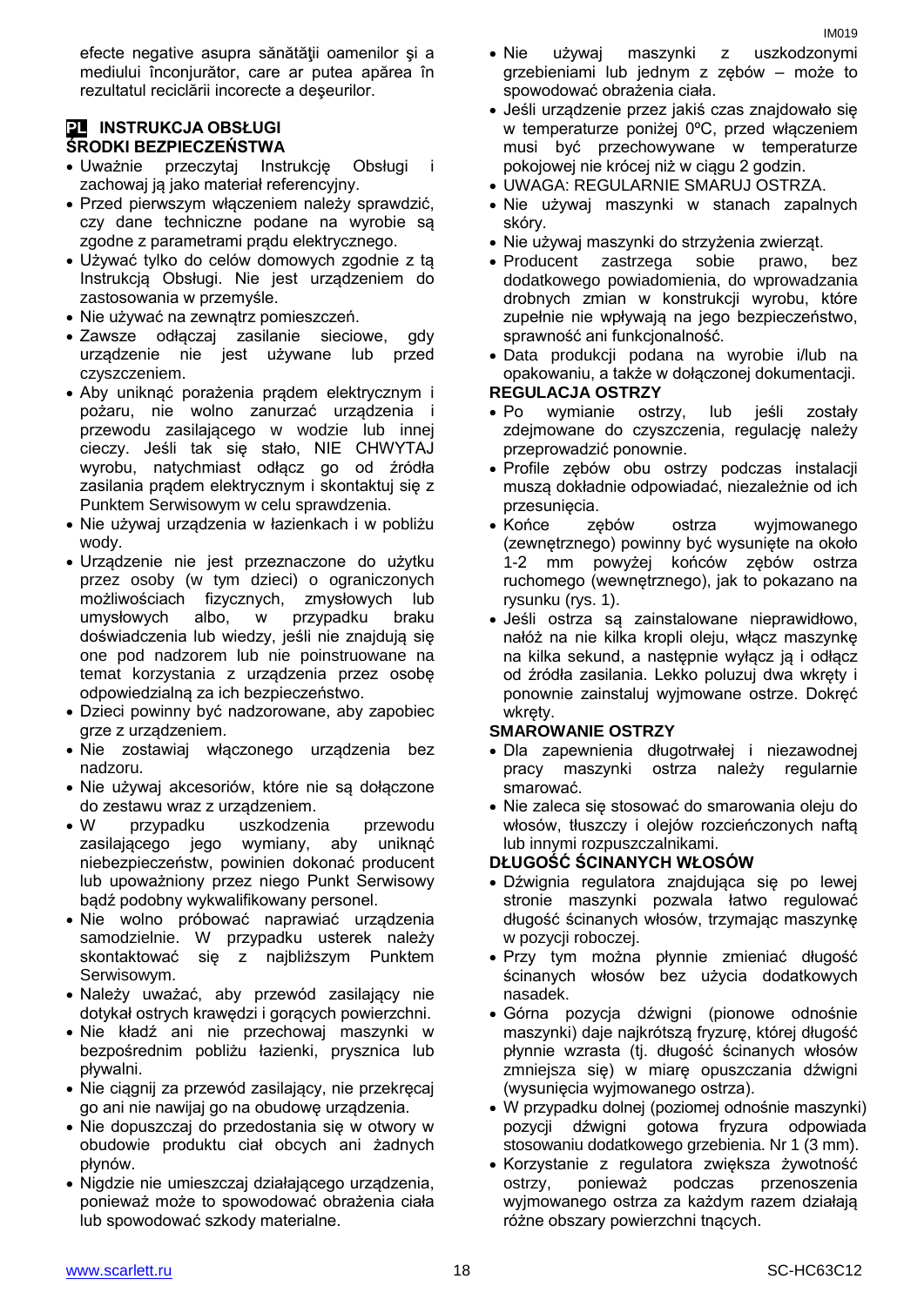efecte negative asupra sănătăţii oamenilor şi a mediului înconjurător, care ar putea apărea în rezultatul reciclării incorecte a deşeurilor.

## PL INSTRUKCJA OBSŁUGI

### ŚRODKI BEZPIECZEŃSTWA

- Uważnie przeczytaj Instrukcję Obsługi i zachowaj ją jako materiał referencyjny.
- Przed pierwszym włączeniem należy sprawdzić, czy dane techniczne podane na wyrobie są zgodne z parametrami prądu elektrycznego.
- Używać tylko do celów domowych zgodnie z tą Instrukcją Obsługi. Nie jest urządzeniem do zastosowania w przemyśle.
- Nie używać na zewnątrz pomieszczeń.
- Zawsze odłączaj zasilanie sieciowe, gdy urządzenie nie jest używane lub przed czyszczeniem.
- Aby uniknąć porażenia prądem elektrycznym i pożaru, nie wolno zanurzać urządzenia i przewodu zasilającego w wodzie lub innej cieczy. Jeśli tak się stało, NIE CHWYTAJ wyrobu, natychmiast odłącz go od źródła zasilania prądem elektrycznym i skontaktuj się z Punktem Serwisowym w celu sprawdzenia.
- Nie używaj urządzenia w łazienkach i w pobliżu wody.
- Urządzenie nie jest przeznaczone do użytku przez osoby (w tym dzieci) o ograniczonych możliwościach fizycznych, zmysłowych lub umysłowych albo, w przypadku braku doświadczenia lub wiedzy, jeśli nie znajdują się one pod nadzorem lub nie poinstruowane na temat korzystania z urządzenia przez osobę odpowiedzialną za ich bezpieczeństwo.
- Dzieci powinny być nadzorowane, aby zapobiec grze z urządzeniem.
- Nie zostawiaj włączonego urządzenia bez nadzoru.
- Nie używaj akcesoriów, które nie są dołączone do zestawu wraz z urządzeniem.
- W przypadku uszkodzenia przewodu zasilającego jego wymiany, aby uniknąć niebezpieczeństw, powinien dokonać producent lub upoważniony przez niego Punkt Serwisowy bądź podobny wykwalifikowany personel.
- Nie wolno próbować naprawiać urządzenia samodzielnie. W przypadku usterek należy skontaktować się z najbliższym Punktem Serwisowym.
- Należy uważać, aby przewód zasilający nie dotykał ostrych krawędzi i gorących powierzchni.
- Nie kładź ani nie przechowaj maszynki w bezpośrednim pobliżu łazienki, prysznica lub pływalni.
- Nie ciągnij za przewód zasilający, nie przekręcaj go ani nie nawijaj go na obudowę urządzenia.
- Nie dopuszczaj do przedostania się w otwory w obudowie produktu ciał obcych ani żadnych płynów.
- Nigdzie nie umieszczaj działającego urządzenia, ponieważ może to spowodować obrażenia ciała lub spowodować szkody materialne.
- Nie używaj maszynki z uszkodzonymi grzebieniami lub jednym z zębów – może to spowodować obrażenia ciała.
- Jeśli urządzenie przez jakiś czas znajdowało się w temperaturze poniżej 0ºC, przed włączeniem musi być przechowywane w temperaturze pokojowej nie krócej niż w ciągu 2 godzin.
- UWAGA: REGULARNIE SMARUJ OSTRZA.
- Nie używaj maszynki w stanach zapalnych skóry.
- Nie używaj maszynki do strzyżenia zwierząt.
- Producent zastrzega sobie prawo, bez dodatkowego powiadomienia, do wprowadzania drobnych zmian w konstrukcji wyrobu, które zupełnie nie wpływają na jego bezpieczeństwo, sprawność ani funkcjonalność.
- Data produkcji podana na wyrobie i/lub na opakowaniu, a także w dołączonej dokumentacji.

### REGULACJA OSTRZY

- Po wymianie ostrzy, lub jeśli zostały zdejmowane do czyszczenia, regulację należy przeprowadzić ponownie.
- Profile zębów obu ostrzy podczas instalacji muszą dokładnie odpowiadać, niezależnie od ich przesunięcia.
- Końce zębów ostrza wyjmowanego (zewnętrznego) powinny być wysunięte na około 1-2 mm powyżej końców zębów ostrza ruchomego (wewnętrznego), jak to pokazano na rysunku (rys. 1).
- Jeśli ostrza są zainstalowane nieprawidłowo, nałóż na nie kilka kropli oleju, włącz maszynkę na kilka sekund, a następnie wyłącz ją i odłącz od źródła zasilania. Lekko poluzuj dwa wkręty i ponownie zainstaluj wyjmowane ostrze. Dokręć wkręty.

### SMAROWANIE OSTRZY

- Dla zapewnienia długotrwałej i niezawodnej pracy maszynki ostrza należy regularnie smarować.
- Nie zaleca się stosować do smarowania oleju do włosów, tłuszczy i olejów rozcieńczonych naftą lub innymi rozpuszczalnikami.

### DŁUGOŚĆ ŚCINANYCH WŁOSÓW

- Dźwignia regulatora znajdująca się po lewej stronie maszynki pozwala łatwo regulować długość ścinanych włosów, trzymając maszynkę w pozycji roboczej.
- Przy tym można płynnie zmieniać długość ścinanych włosów bez użycia dodatkowych nasadek.
- Górna pozycja dźwigni (pionowe odnośnie maszynki) daje najkrótszą fryzurę, której długość płynnie wzrasta (tj. długość ścinanych włosów zmniejsza się) w miarę opuszczania dźwigni (wysunięcia wyjmowanego ostrza).
- W przypadku dolnej (poziomej odnośnie maszynki) pozycji dźwigni gotowa fryzura odpowiada stosowaniu dodatkowego grzebienia. Nr 1 (3 mm).
- Korzystanie z regulatora zwiększa żywotność ostrzy, ponieważ podczas przenoszenia wyjmowanego ostrza za każdym razem działają różne obszary powierzchni tnących.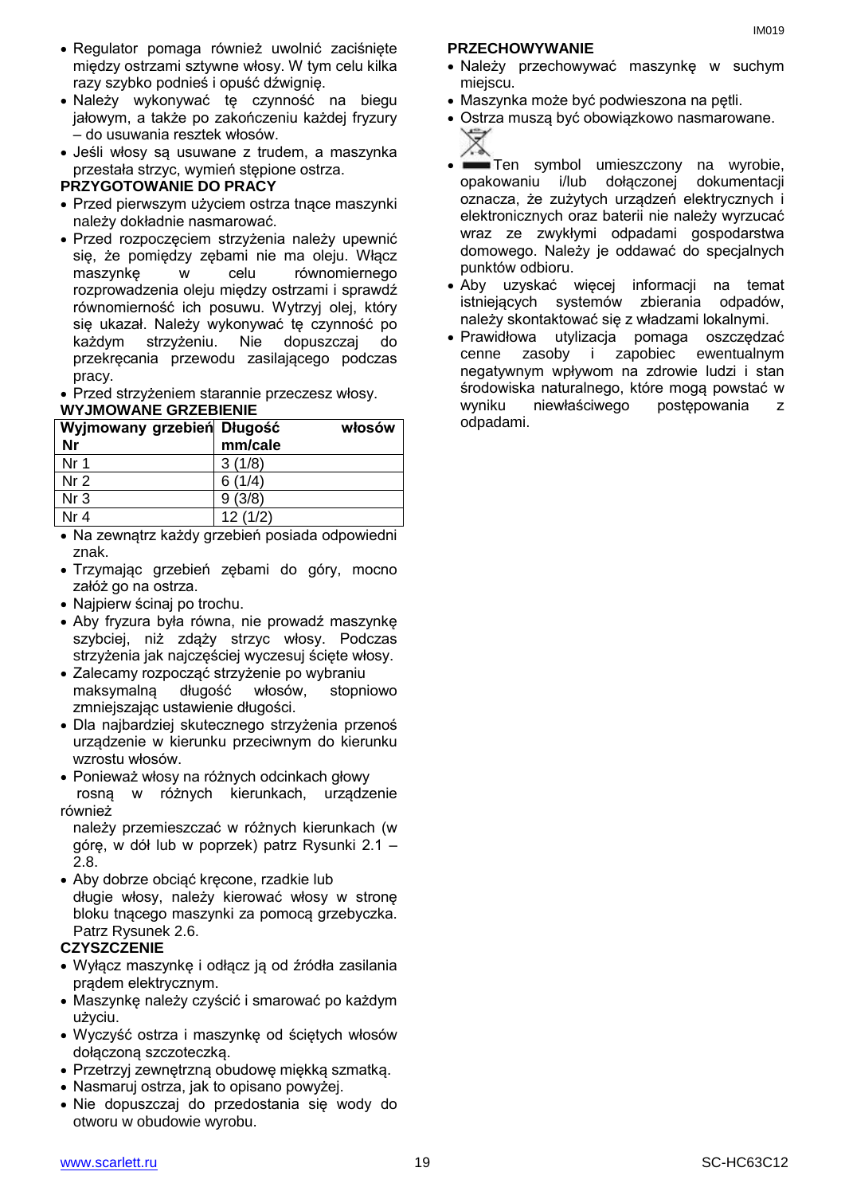- Regulator pomaga również uwolnić zaciśnięte między ostrzami sztywne włosy. W tym celu kilka razy szybko podnieś i opuść dźwignię.
- Należy wykonywać tę czynność na biegu jałowym, a także po zakończeniu każdej fryzury – do usuwania resztek włosów.
- Jeśli włosy są usuwane z trudem, a maszynka przestała strzyc, wymień stępione ostrza.

**PRZYGOTOWANIE DO PRACY**

- Przed pierwszym użyciem ostrza tnące maszynki należy dokładnie nasmarować.
- Przed rozpoczęciem strzyżenia należy upewnić się, że pomiędzy zębami nie ma oleju. Włącz maszynkę w celu równomiernego rozprowadzenia oleju między ostrzami i sprawdź równomierność ich posuwu. Wytrzyj olej, który się ukazał. Należy wykonywać tę czynność po każdym strzyżeniu. Nie dopuszczaj do przekręcania przewodu zasilającego podczas pracy.
- Przed strzyżeniem starannie przeczesz włosy.

**WYJMOWANE GRZEBIENIE**

| Wyjmowany grzebień Nr | Długość włosów mm/cale |
|---|---|
| Nr 1 | 3 (1/8) |
| Nr 2 | 6 (1/4) |
| Nr 3 | 9 (3/8) |
| Nr 4 | 12 (1/2) |

- Na zewnątrz każdy grzebień posiada odpowiedni znak.
- Trzymając grzebień zębami do góry, mocno załóż go na ostrza.
- Najpierw ścinaj po trochu.
- Aby fryzura była równa, nie prowadź maszynkę szybciej, niż zdąży strzyc włosy. Podczas strzyżenia jak najczęściej wyczesuj ścięte włosy.
- Zalecamy rozpocząć strzyżenie po wybraniu maksymalną długość włosów, stopniowo zmniejszając ustawienie długości.
- Dla najbardziej skutecznego strzyżenia przenoś urządzenie w kierunku przeciwnym do kierunku wzrostu włosów.
- Ponieważ włosy na różnych odcinkach głowy rosną w różnych kierunkach, urządzenie również należy przemieszczać w różnych kierunkach (w górę, w dół lub w poprzek) patrz Rysunki 2.1 – 2.8.
- Aby dobrze obciąć kręcone, rzadkie lub długie włosy, należy kierować włosy w stronę bloku tnącego maszynki za pomocą grzebyczka. Patrz Rysunek 2.6.

**CZYSZCZENIE**

- Wyłącz maszynkę i odłącz ją od źródła zasilania prądem elektrycznym.
- Maszynkę należy czyścić i smarować po każdym użyciu.
- Wyczyść ostrza i maszynkę od ściętych włosów dołączoną szczoteczką.
- Przetrzyj zewnętrzną obudowę miękką szmatką.
- Nasmaruj ostrza, jak to opisano powyżej.
- Nie dopuszczaj do przedostania się wody do otworu w obudowie wyrobu.

**PRZECHOWYWANIE**

- Należy przechowywać maszynkę w suchym miejscu.
- Maszynka może być podwieszona na pętli.
- Ostrza muszą być obowiązkowo nasmarowane.
- Ten symbol umieszczony na wyrobie, opakowaniu i/lub dołączonej dokumentacji oznacza, że zużytych urządzeń elektrycznych i elektronicznych oraz baterii nie należy wyrzucać wraz ze zwykłymi odpadami gospodarstwa domowego. Należy je oddawać do specjalnych punktów odbioru.
- Aby uzyskać więcej informacji na temat istniejących systemów zbierania odpadów, należy skontaktować się z władzami lokalnymi.
- Prawidłowa utylizacja pomaga oszczędzać cenne zasoby i zapobiec ewentualnym negatywnym wpływom na zdrowie ludzi i stan środowiska naturalnego, które mogą powstać w wyniku niewłaściwego postępowania z odpadami.